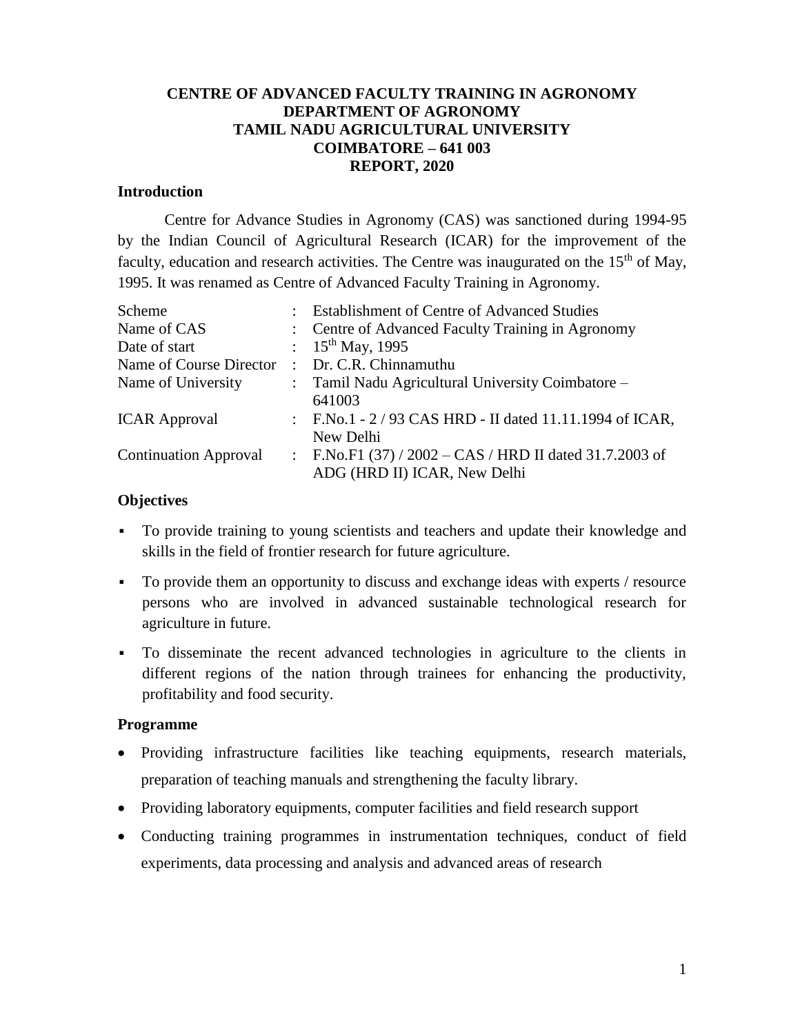# CENTRE OF ADVANCED FACULTY TRAINING IN AGRONOMY
# DEPARTMENT OF AGRONOMY
# TAMIL NADU AGRICULTURAL UNIVERSITY
# COIMBATORE – 641 003
# REPORT, 2020

## Introduction

Centre for Advance Studies in Agronomy (CAS) was sanctioned during 1994-95 by the Indian Council of Agricultural Research (ICAR) for the improvement of the faculty, education and research activities. The Centre was inaugurated on the 15th of May, 1995. It was renamed as Centre of Advanced Faculty Training in Agronomy.

| | | |
|---|---|---|
| Scheme | : | Establishment of Centre of Advanced Studies |
| Name of CAS | : | Centre of Advanced Faculty Training in Agronomy |
| Date of start | : | 15th May, 1995 |
| Name of Course Director | : | Dr. C.R. Chinnamuthu |
| Name of University | : | Tamil Nadu Agricultural University Coimbatore – 641003 |
| ICAR Approval | : | F.No.1 - 2 / 93 CAS HRD - II dated 11.11.1994 of ICAR, New Delhi |
| Continuation Approval | : | F.No.F1 (37) / 2002 – CAS / HRD II dated 31.7.2003 of ADG (HRD II) ICAR, New Delhi |

## Objectives

- To provide training to young scientists and teachers and update their knowledge and skills in the field of frontier research for future agriculture.
- To provide them an opportunity to discuss and exchange ideas with experts / resource persons who are involved in advanced sustainable technological research for agriculture in future.
- To disseminate the recent advanced technologies in agriculture to the clients in different regions of the nation through trainees for enhancing the productivity, profitability and food security.

## Programme

- Providing infrastructure facilities like teaching equipments, research materials, preparation of teaching manuals and strengthening the faculty library.
- Providing laboratory equipments, computer facilities and field research support
- Conducting training programmes in instrumentation techniques, conduct of field experiments, data processing and analysis and advanced areas of research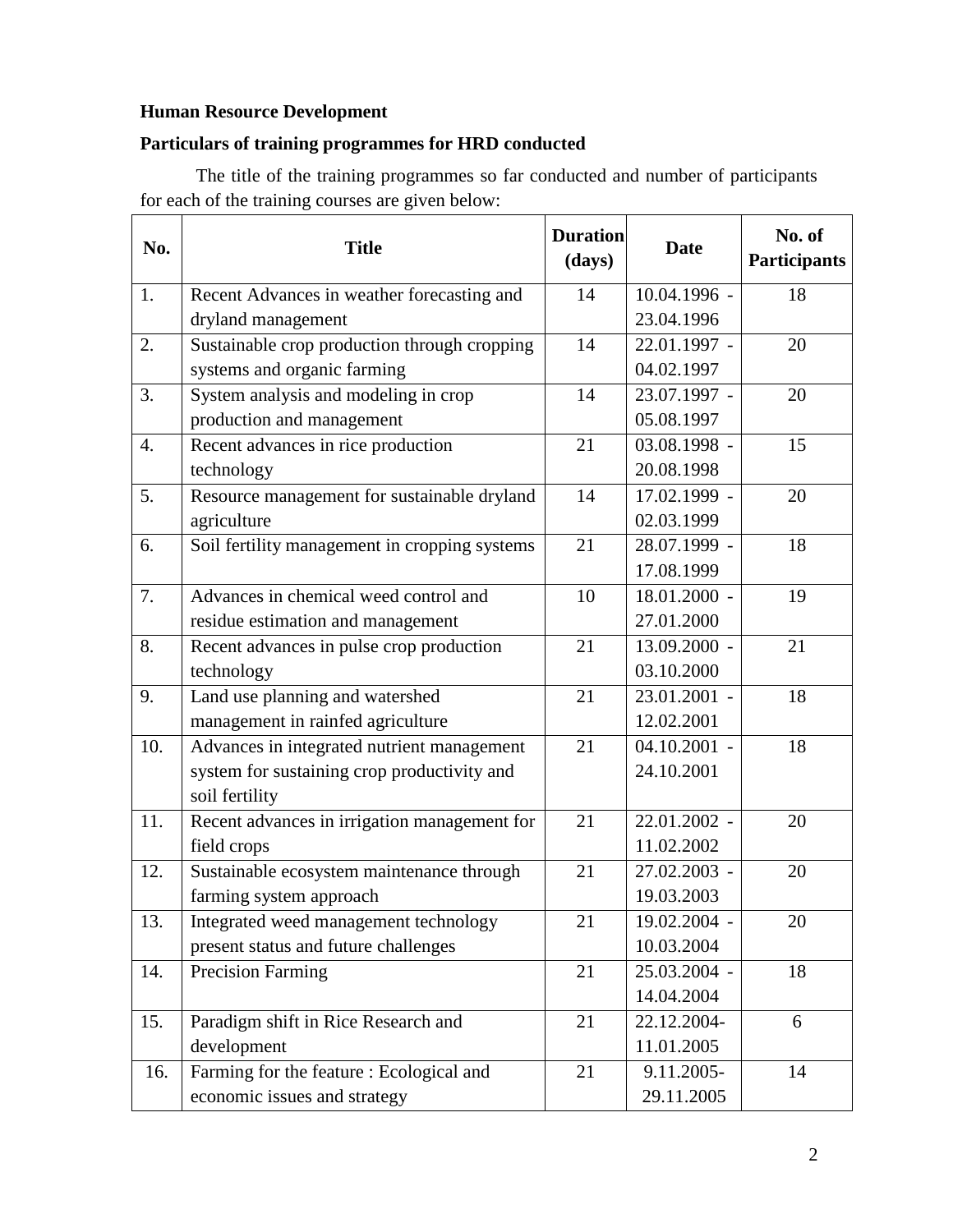**Human Resource Development**

**Particulars of training programmes for HRD conducted**

The title of the training programmes so far conducted and number of participants for each of the training courses are given below:

| No. | Title | Duration (days) | Date | No. of Participants |
|---|---|---|---|---|
| 1. | Recent Advances in weather forecasting and dryland management | 14 | 10.04.1996 - 23.04.1996 | 18 |
| 2. | Sustainable crop production through cropping systems and organic farming | 14 | 22.01.1997 - 04.02.1997 | 20 |
| 3. | System analysis and modeling in crop production and management | 14 | 23.07.1997 - 05.08.1997 | 20 |
| 4. | Recent advances in rice production technology | 21 | 03.08.1998 - 20.08.1998 | 15 |
| 5. | Resource management for sustainable dryland agriculture | 14 | 17.02.1999 - 02.03.1999 | 20 |
| 6. | Soil fertility management in cropping systems | 21 | 28.07.1999 - 17.08.1999 | 18 |
| 7. | Advances in chemical weed control and residue estimation and management | 10 | 18.01.2000 - 27.01.2000 | 19 |
| 8. | Recent advances in pulse crop production technology | 21 | 13.09.2000 - 03.10.2000 | 21 |
| 9. | Land use planning and watershed management in rainfed agriculture | 21 | 23.01.2001 - 12.02.2001 | 18 |
| 10. | Advances in integrated nutrient management system for sustaining crop productivity and soil fertility | 21 | 04.10.2001 - 24.10.2001 | 18 |
| 11. | Recent advances in irrigation management for field crops | 21 | 22.01.2002 - 11.02.2002 | 20 |
| 12. | Sustainable ecosystem maintenance through farming system approach | 21 | 27.02.2003 - 19.03.2003 | 20 |
| 13. | Integrated weed management technology present status and future challenges | 21 | 19.02.2004 - 10.03.2004 | 20 |
| 14. | Precision Farming | 21 | 25.03.2004 - 14.04.2004 | 18 |
| 15. | Paradigm shift in Rice Research and development | 21 | 22.12.2004-11.01.2005 | 6 |
| 16. | Farming for the feature : Ecological and economic issues and strategy | 21 | 9.11.2005-29.11.2005 | 14 |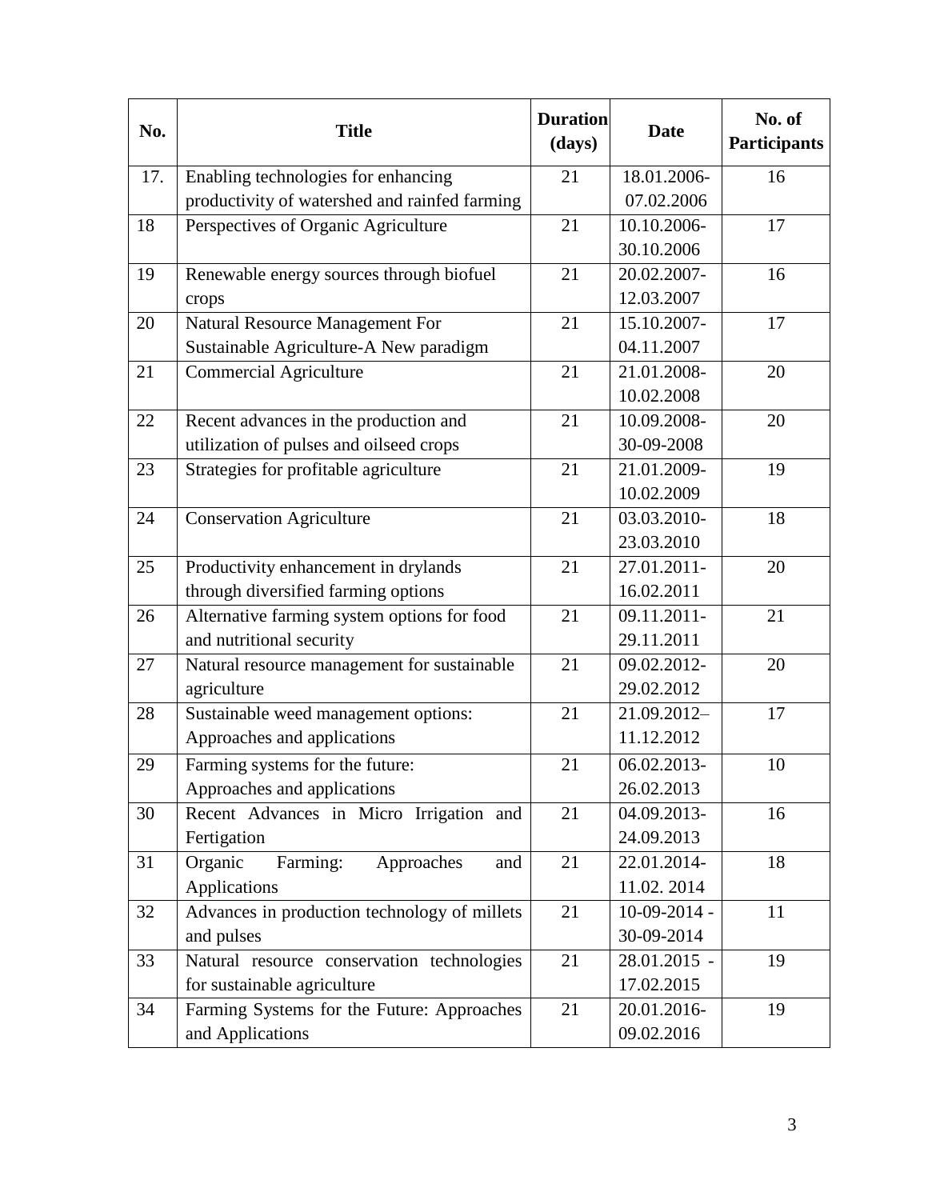| No. | Title | Duration (days) | Date | No. of Participants |
| --- | --- | --- | --- | --- |
| 17. | Enabling technologies for enhancing productivity of watershed and rainfed farming | 21 | 18.01.2006-07.02.2006 | 16 |
| 18 | Perspectives of Organic Agriculture | 21 | 10.10.2006-30.10.2006 | 17 |
| 19 | Renewable energy sources through biofuel crops | 21 | 20.02.2007-12.03.2007 | 16 |
| 20 | Natural Resource Management For Sustainable Agriculture-A New paradigm | 21 | 15.10.2007-04.11.2007 | 17 |
| 21 | Commercial Agriculture | 21 | 21.01.2008-10.02.2008 | 20 |
| 22 | Recent advances in the production and utilization of pulses and oilseed crops | 21 | 10.09.2008-30-09-2008 | 20 |
| 23 | Strategies for profitable agriculture | 21 | 21.01.2009-10.02.2009 | 19 |
| 24 | Conservation Agriculture | 21 | 03.03.2010-23.03.2010 | 18 |
| 25 | Productivity enhancement in drylands through diversified farming options | 21 | 27.01.2011-16.02.2011 | 20 |
| 26 | Alternative farming system options for food and nutritional security | 21 | 09.11.2011-29.11.2011 | 21 |
| 27 | Natural resource management for sustainable agriculture | 21 | 09.02.2012-29.02.2012 | 20 |
| 28 | Sustainable weed management options: Approaches and applications | 21 | 21.09.2012–11.12.2012 | 17 |
| 29 | Farming systems for the future: Approaches and applications | 21 | 06.02.2013-26.02.2013 | 10 |
| 30 | Recent Advances in Micro Irrigation and Fertigation | 21 | 04.09.2013-24.09.2013 | 16 |
| 31 | Organic Farming: Approaches and Applications | 21 | 22.01.2014-11.02. 2014 | 18 |
| 32 | Advances in production technology of millets and pulses | 21 | 10-09-2014 - 30-09-2014 | 11 |
| 33 | Natural resource conservation technologies for sustainable agriculture | 21 | 28.01.2015 - 17.02.2015 | 19 |
| 34 | Farming Systems for the Future: Approaches and Applications | 21 | 20.01.2016-09.02.2016 | 19 |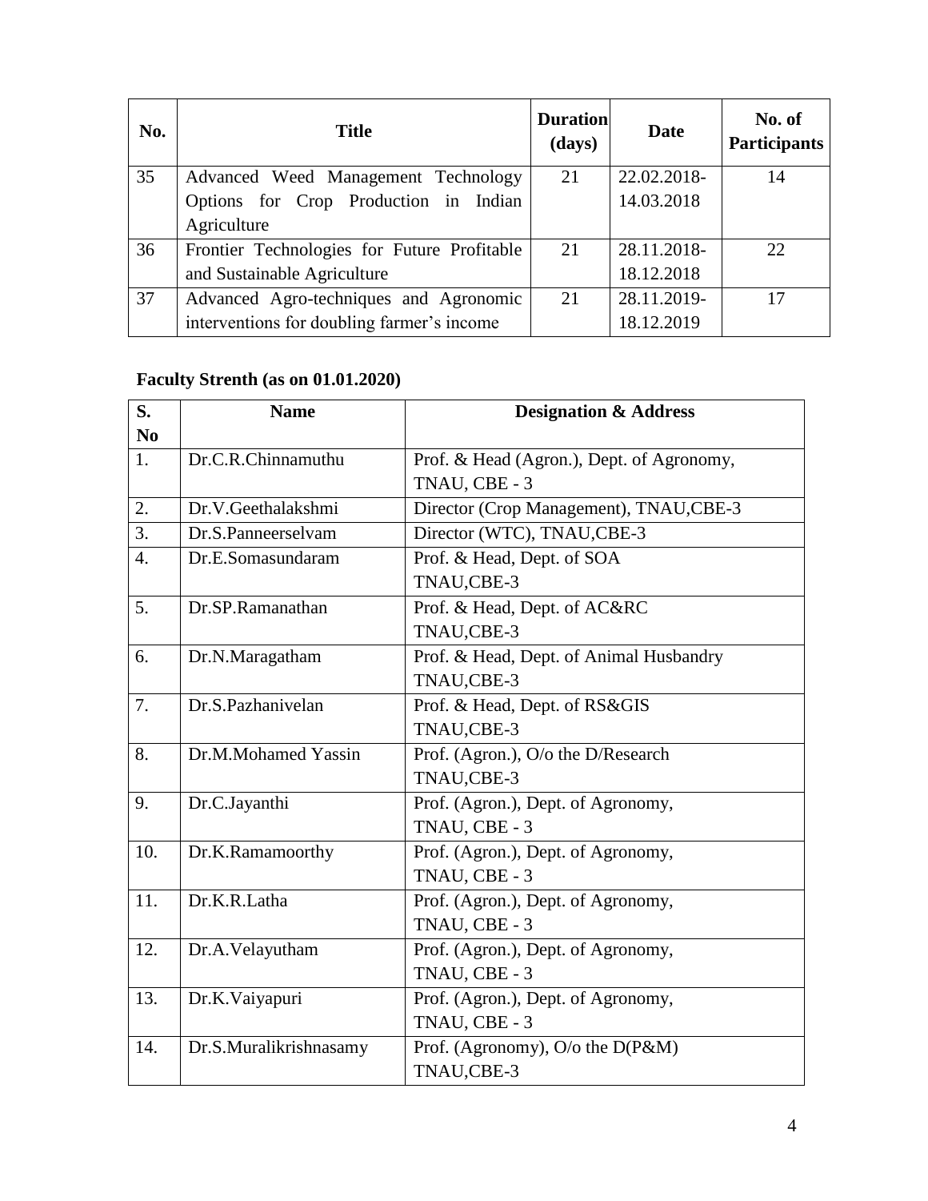| No. | Title | Duration (days) | Date | No. of Participants |
|---|---|---|---|---|
| 35 | Advanced Weed Management Technology Options for Crop Production in Indian Agriculture | 21 | 22.02.2018-14.03.2018 | 14 |
| 36 | Frontier Technologies for Future Profitable and Sustainable Agriculture | 21 | 28.11.2018-18.12.2018 | 22 |
| 37 | Advanced Agro-techniques and Agronomic interventions for doubling farmer's income | 21 | 28.11.2019-18.12.2019 | 17 |

**Faculty Strenth (as on 01.01.2020)**

| S. No | Name | Designation & Address |
|---|---|---|
| 1. | Dr.C.R.Chinnamuthu | Prof. & Head (Agron.), Dept. of Agronomy, TNAU, CBE - 3 |
| 2. | Dr.V.Geethalakshmi | Director (Crop Management), TNAU,CBE-3 |
| 3. | Dr.S.Panneerselvam | Director (WTC), TNAU,CBE-3 |
| 4. | Dr.E.Somasundaram | Prof. & Head, Dept. of SOA TNAU,CBE-3 |
| 5. | Dr.SP.Ramanathan | Prof. & Head, Dept. of AC&RC TNAU,CBE-3 |
| 6. | Dr.N.Maragatham | Prof. & Head, Dept. of Animal Husbandry TNAU,CBE-3 |
| 7. | Dr.S.Pazhanivelan | Prof. & Head, Dept. of RS&GIS TNAU,CBE-3 |
| 8. | Dr.M.Mohamed Yassin | Prof. (Agron.), O/o the D/Research TNAU,CBE-3 |
| 9. | Dr.C.Jayanthi | Prof. (Agron.), Dept. of Agronomy, TNAU, CBE - 3 |
| 10. | Dr.K.Ramamoorthy | Prof. (Agron.), Dept. of Agronomy, TNAU, CBE - 3 |
| 11. | Dr.K.R.Latha | Prof. (Agron.), Dept. of Agronomy, TNAU, CBE - 3 |
| 12. | Dr.A.Velayutham | Prof. (Agron.), Dept. of Agronomy, TNAU, CBE - 3 |
| 13. | Dr.K.Vaiyapuri | Prof. (Agron.), Dept. of Agronomy, TNAU, CBE - 3 |
| 14. | Dr.S.Muralikrishnasamy | Prof. (Agronomy), O/o the D(P&M) TNAU,CBE-3 |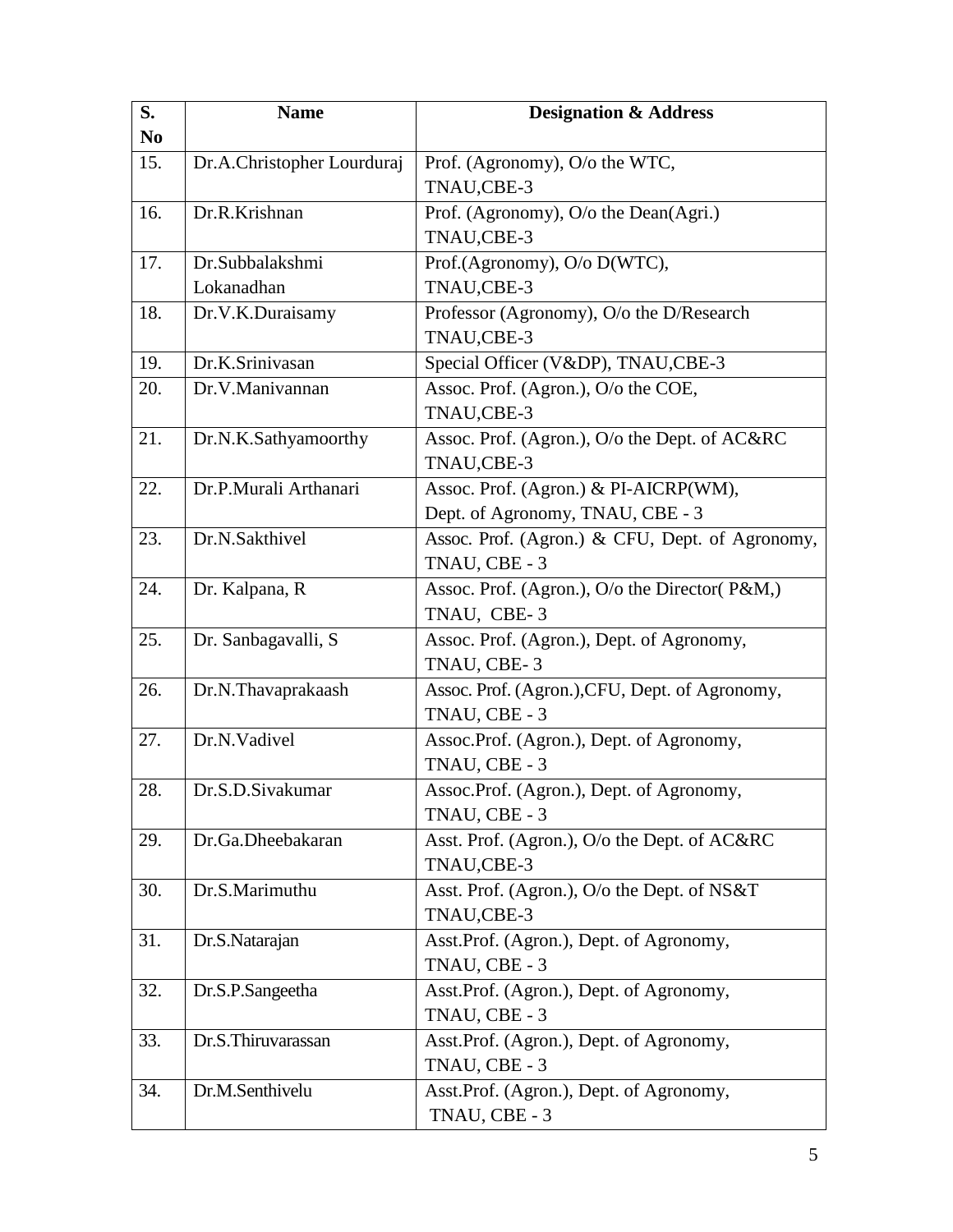| S. No | Name | Designation & Address |
|---|---|---|
| 15. | Dr.A.Christopher Lourduraj | Prof. (Agronomy), O/o the WTC, TNAU,CBE-3 |
| 16. | Dr.R.Krishnan | Prof. (Agronomy), O/o the Dean(Agri.) TNAU,CBE-3 |
| 17. | Dr.Subbalakshmi Lokanadhan | Prof.(Agronomy), O/o D(WTC), TNAU,CBE-3 |
| 18. | Dr.V.K.Duraisamy | Professor (Agronomy), O/o the D/Research TNAU,CBE-3 |
| 19. | Dr.K.Srinivasan | Special Officer (V&DP), TNAU,CBE-3 |
| 20. | Dr.V.Manivannan | Assoc. Prof. (Agron.), O/o the COE, TNAU,CBE-3 |
| 21. | Dr.N.K.Sathyamoorthy | Assoc. Prof. (Agron.), O/o the Dept. of AC&RC TNAU,CBE-3 |
| 22. | Dr.P.Murali Arthanari | Assoc. Prof. (Agron.) & PI-AICRP(WM), Dept. of Agronomy, TNAU, CBE - 3 |
| 23. | Dr.N.Sakthivel | Assoc. Prof. (Agron.) & CFU, Dept. of Agronomy, TNAU, CBE - 3 |
| 24. | Dr. Kalpana, R | Assoc. Prof. (Agron.), O/o the Director( P&M,) TNAU, CBE- 3 |
| 25. | Dr. Sanbagavalli, S | Assoc. Prof. (Agron.), Dept. of Agronomy, TNAU, CBE- 3 |
| 26. | Dr.N.Thavaprakaash | Assoc. Prof. (Agron.),CFU, Dept. of Agronomy, TNAU, CBE - 3 |
| 27. | Dr.N.Vadivel | Assoc.Prof. (Agron.), Dept. of Agronomy, TNAU, CBE - 3 |
| 28. | Dr.S.D.Sivakumar | Assoc.Prof. (Agron.), Dept. of Agronomy, TNAU, CBE - 3 |
| 29. | Dr.Ga.Dheebakaran | Asst. Prof. (Agron.), O/o the Dept. of AC&RC TNAU,CBE-3 |
| 30. | Dr.S.Marimuthu | Asst. Prof. (Agron.), O/o the Dept. of NS&T TNAU,CBE-3 |
| 31. | Dr.S.Natarajan | Asst.Prof. (Agron.), Dept. of Agronomy, TNAU, CBE - 3 |
| 32. | Dr.S.P.Sangeetha | Asst.Prof. (Agron.), Dept. of Agronomy, TNAU, CBE - 3 |
| 33. | Dr.S.Thiruvarassan | Asst.Prof. (Agron.), Dept. of Agronomy, TNAU, CBE - 3 |
| 34. | Dr.M.Senthivelu | Asst.Prof. (Agron.), Dept. of Agronomy, TNAU, CBE - 3 |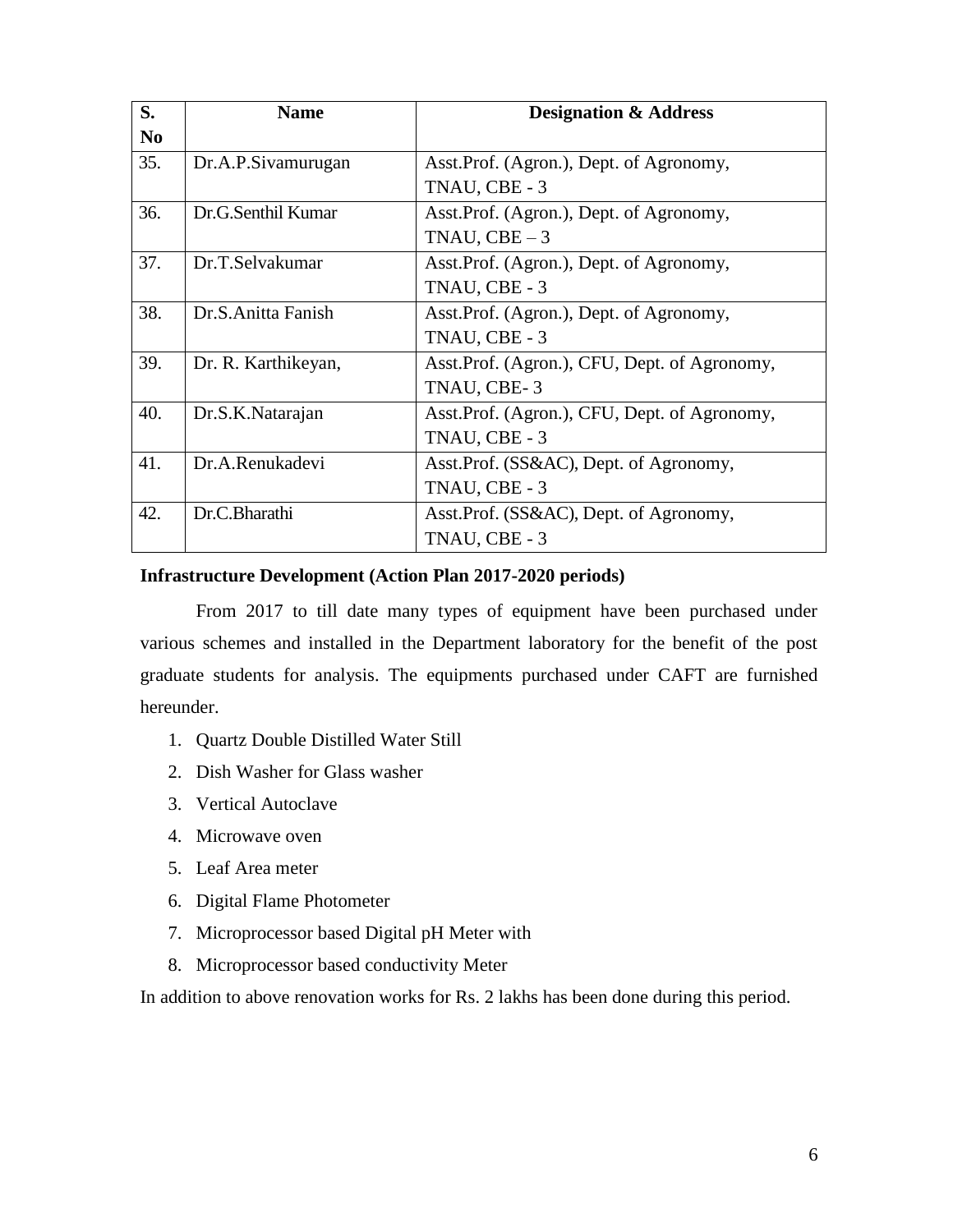| S. No | Name | Designation & Address |
|---|---|---|
| 35. | Dr.A.P.Sivamurugan | Asst.Prof. (Agron.), Dept. of Agronomy, TNAU, CBE - 3 |
| 36. | Dr.G.Senthil Kumar | Asst.Prof. (Agron.), Dept. of Agronomy, TNAU, CBE – 3 |
| 37. | Dr.T.Selvakumar | Asst.Prof. (Agron.), Dept. of Agronomy, TNAU, CBE - 3 |
| 38. | Dr.S.Anitta Fanish | Asst.Prof. (Agron.), Dept. of Agronomy, TNAU, CBE - 3 |
| 39. | Dr. R. Karthikeyan, | Asst.Prof. (Agron.), CFU, Dept. of Agronomy, TNAU, CBE- 3 |
| 40. | Dr.S.K.Natarajan | Asst.Prof. (Agron.), CFU, Dept. of Agronomy, TNAU, CBE - 3 |
| 41. | Dr.A.Renukadevi | Asst.Prof. (SS&AC), Dept. of Agronomy, TNAU, CBE - 3 |
| 42. | Dr.C.Bharathi | Asst.Prof. (SS&AC), Dept. of Agronomy, TNAU, CBE - 3 |

**Infrastructure Development (Action Plan 2017-2020 periods)**

From 2017 to till date many types of equipment have been purchased under various schemes and installed in the Department laboratory for the benefit of the post graduate students for analysis. The equipments purchased under CAFT are furnished hereunder.

1. Quartz Double Distilled Water Still
2. Dish Washer for Glass washer
3. Vertical Autoclave
4. Microwave oven
5. Leaf Area meter
6. Digital Flame Photometer
7. Microprocessor based Digital pH Meter with
8. Microprocessor based conductivity Meter

In addition to above renovation works for Rs. 2 lakhs has been done during this period.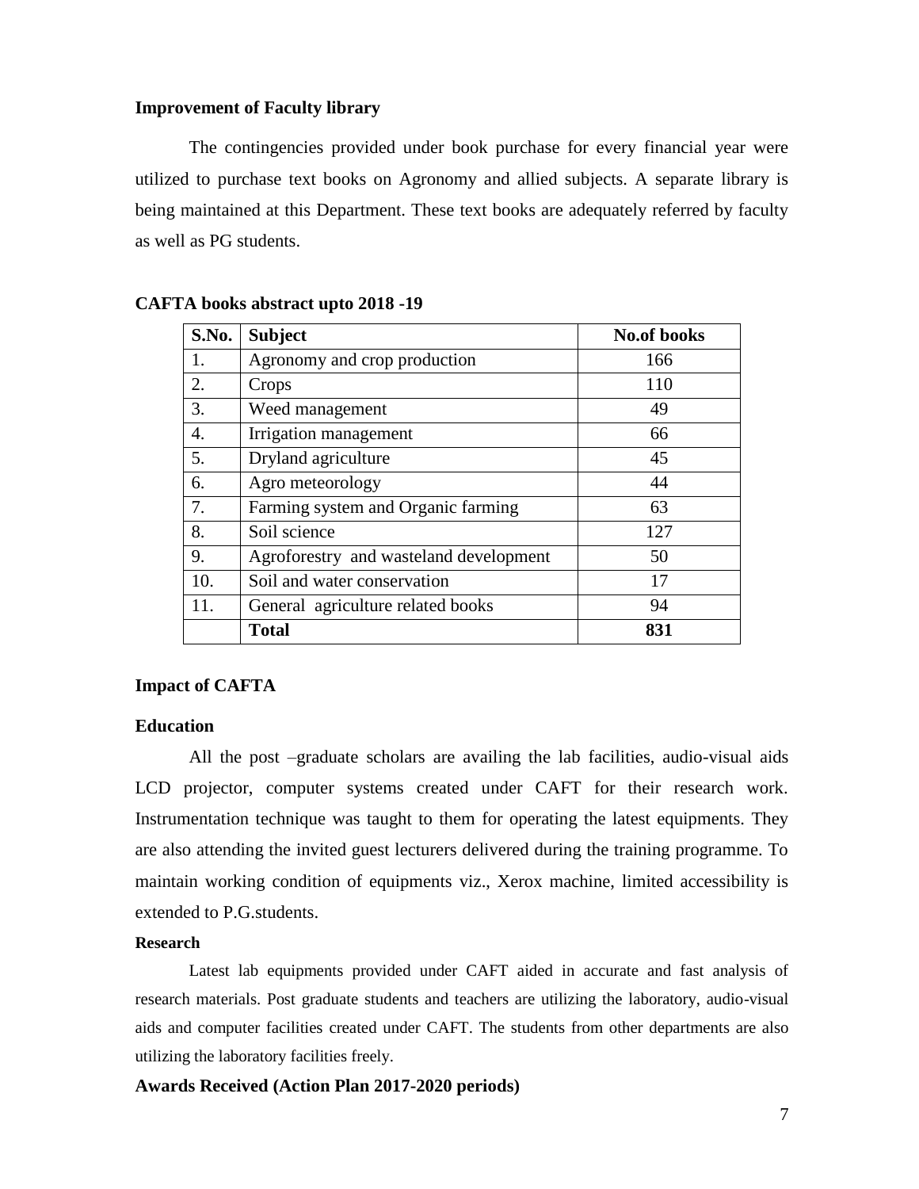### Improvement of Faculty library

The contingencies provided under book purchase for every financial year were utilized to purchase text books on Agronomy and allied subjects. A separate library is being maintained at this Department. These text books are adequately referred by faculty as well as PG students.

**CAFTA books abstract upto 2018 -19**

| S.No. | Subject | No.of books |
|---|---|---|
| 1. | Agronomy and crop production | 166 |
| 2. | Crops | 110 |
| 3. | Weed management | 49 |
| 4. | Irrigation management | 66 |
| 5. | Dryland agriculture | 45 |
| 6. | Agro meteorology | 44 |
| 7. | Farming system and Organic farming | 63 |
| 8. | Soil science | 127 |
| 9. | Agroforestry and wasteland development | 50 |
| 10. | Soil and water conservation | 17 |
| 11. | General agriculture related books | 94 |
| | **Total** | **831** |

### Impact of CAFTA

#### Education

All the post –graduate scholars are availing the lab facilities, audio-visual aids LCD projector, computer systems created under CAFT for their research work. Instrumentation technique was taught to them for operating the latest equipments. They are also attending the invited guest lecturers delivered during the training programme. To maintain working condition of equipments viz., Xerox machine, limited accessibility is extended to P.G.students.

#### Research

Latest lab equipments provided under CAFT aided in accurate and fast analysis of research materials. Post graduate students and teachers are utilizing the laboratory, audio-visual aids and computer facilities created under CAFT. The students from other departments are also utilizing the laboratory facilities freely.

### Awards Received (Action Plan 2017-2020 periods)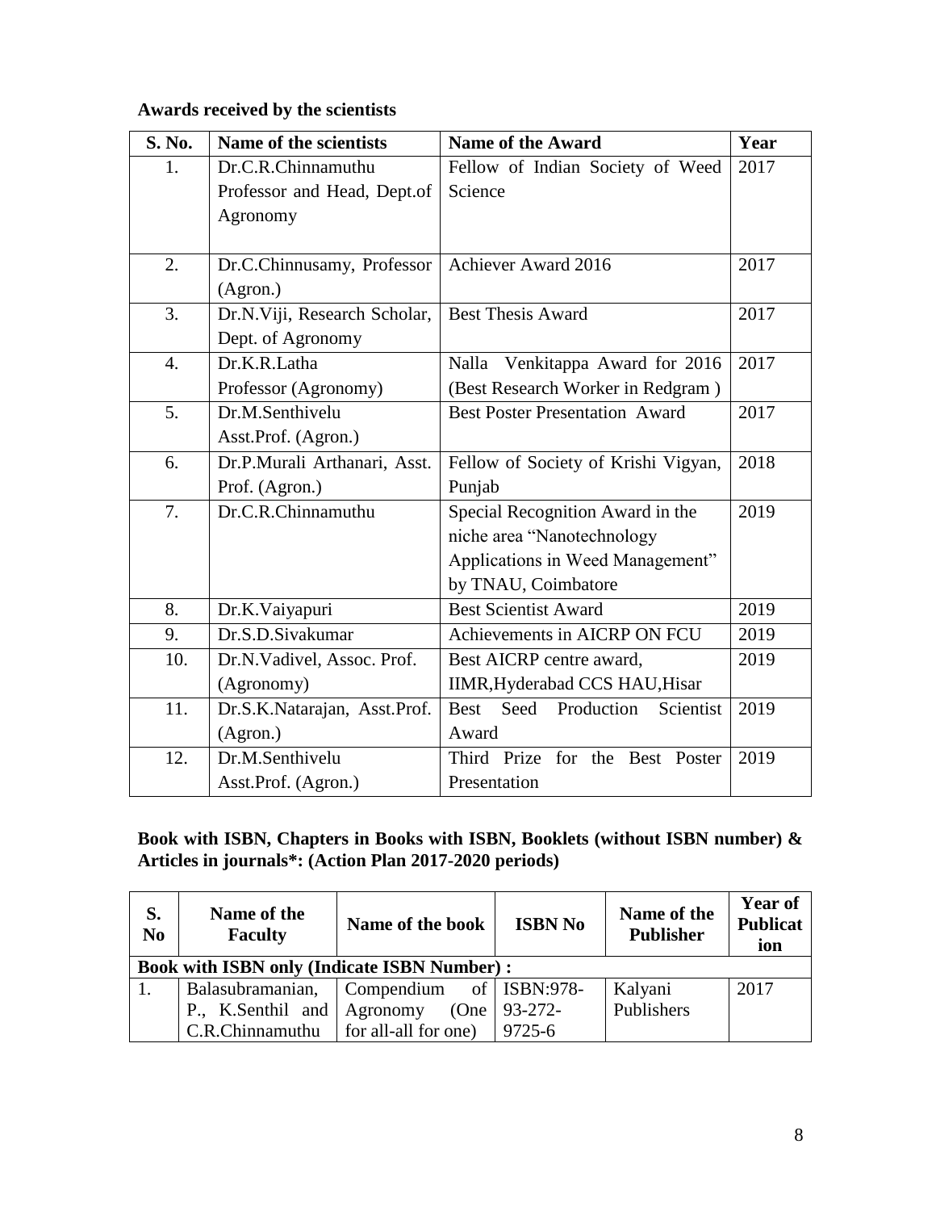**Awards received by the scientists**

| S. No. | Name of the scientists | Name of the Award | Year |
|---|---|---|---|
| 1. | Dr.C.R.Chinnamuthu Professor and Head, Dept.of Agronomy | Fellow of Indian Society of Weed Science | 2017 |
| 2. | Dr.C.Chinnusamy, Professor (Agron.) | Achiever Award 2016 | 2017 |
| 3. | Dr.N.Viji, Research Scholar, Dept. of Agronomy | Best Thesis Award | 2017 |
| 4. | Dr.K.R.Latha Professor (Agronomy) | Nalla Venkitappa Award for 2016 (Best Research Worker in Redgram ) | 2017 |
| 5. | Dr.M.Senthivelu Asst.Prof. (Agron.) | Best Poster Presentation Award | 2017 |
| 6. | Dr.P.Murali Arthanari, Asst. Prof. (Agron.) | Fellow of Society of Krishi Vigyan, Punjab | 2018 |
| 7. | Dr.C.R.Chinnamuthu | Special Recognition Award in the niche area "Nanotechnology Applications in Weed Management" by TNAU, Coimbatore | 2019 |
| 8. | Dr.K.Vaiyapuri | Best Scientist Award | 2019 |
| 9. | Dr.S.D.Sivakumar | Achievements in AICRP ON FCU | 2019 |
| 10. | Dr.N.Vadivel, Assoc. Prof. (Agronomy) | Best AICRP centre award, IIMR,Hyderabad CCS HAU,Hisar | 2019 |
| 11. | Dr.S.K.Natarajan, Asst.Prof. (Agron.) | Best Seed Production Scientist Award | 2019 |
| 12. | Dr.M.Senthivelu Asst.Prof. (Agron.) | Third Prize for the Best Poster Presentation | 2019 |

**Book with ISBN, Chapters in Books with ISBN, Booklets (without ISBN number) & Articles in journals\*: (Action Plan 2017-2020 periods)**

| S. No | Name of the Faculty | Name of the book | ISBN No | Name of the Publisher | Year of Publication |
|---|---|---|---|---|---|
| **Book with ISBN only (Indicate ISBN Number) :** | | | | | |
| 1. | Balasubramanian, P., K.Senthil and C.R.Chinnamuthu | Compendium of Agronomy (One for all-all for one) | ISBN:978-93-272-9725-6 | Kalyani Publishers | 2017 |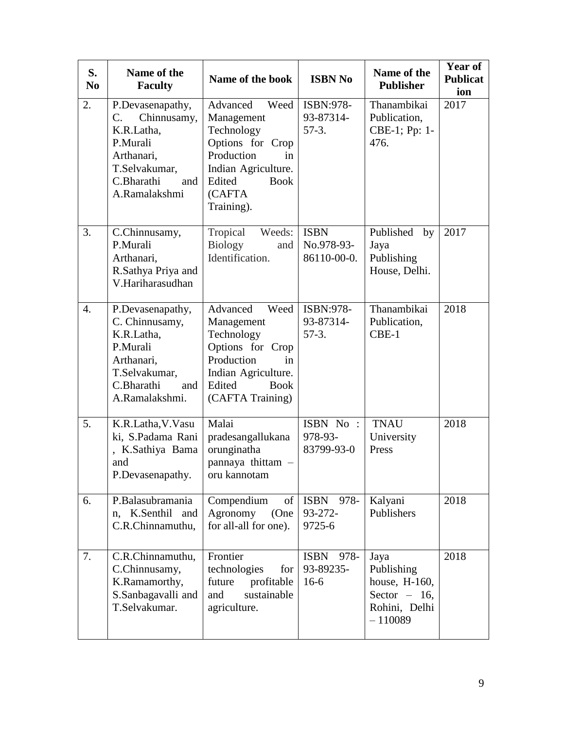| S. No | Name of the Faculty | Name of the book | ISBN No | Name of the Publisher | Year of Publication |
|---|---|---|---|---|---|
| 2. | P.Devasenapathy, C. Chinnusamy, K.R.Latha, P.Murali Arthanari, T.Selvakumar, C.Bharathi and A.Ramalakshmi | Advanced Weed Management Technology Options for Crop Production in Indian Agriculture. Edited Book (CAFTA Training). | ISBN:978-93-87314-57-3. | Thanambikai Publication, CBE-1; Pp: 1-476. | 2017 |
| 3. | C.Chinnusamy, P.Murali Arthanari, R.Sathya Priya and V.Hariharasudhan | Tropical Weeds: Biology and Identification. | ISBN No.978-93-86110-00-0. | Published by Jaya Publishing House, Delhi. | 2017 |
| 4. | P.Devasenapathy, C. Chinnusamy, K.R.Latha, P.Murali Arthanari, T.Selvakumar, C.Bharathi and A.Ramalakshmi. | Advanced Weed Management Technology Options for Crop Production in Indian Agriculture. Edited Book (CAFTA Training) | ISBN:978-93-87314-57-3. | Thanambikai Publication, CBE-1 | 2018 |
| 5. | K.R.Latha, V.Vasuki, S.Padama Rani, K.Sathiya Bama and P.Devasenapathy. | Malai pradesangallukana orunginatha pannaya thittam – oru kannotam | ISBN No : 978-93-83799-93-0 | TNAU University Press | 2018 |
| 6. | P.Balasubramanian, K.Senthil and C.R.Chinnamuthu, | Compendium of Agronomy (One for all-all for one). | ISBN 978-93-272-9725-6 | Kalyani Publishers | 2018 |
| 7. | C.R.Chinnamuthu, C.Chinnusamy, K.Ramamorthy, S.Sanbagavalli and T.Selvakumar. | Frontier technologies for future profitable and sustainable agriculture. | ISBN 978-93-89235-16-6 | Jaya Publishing house, H-160, Sector – 16, Rohini, Delhi – 110089 | 2018 |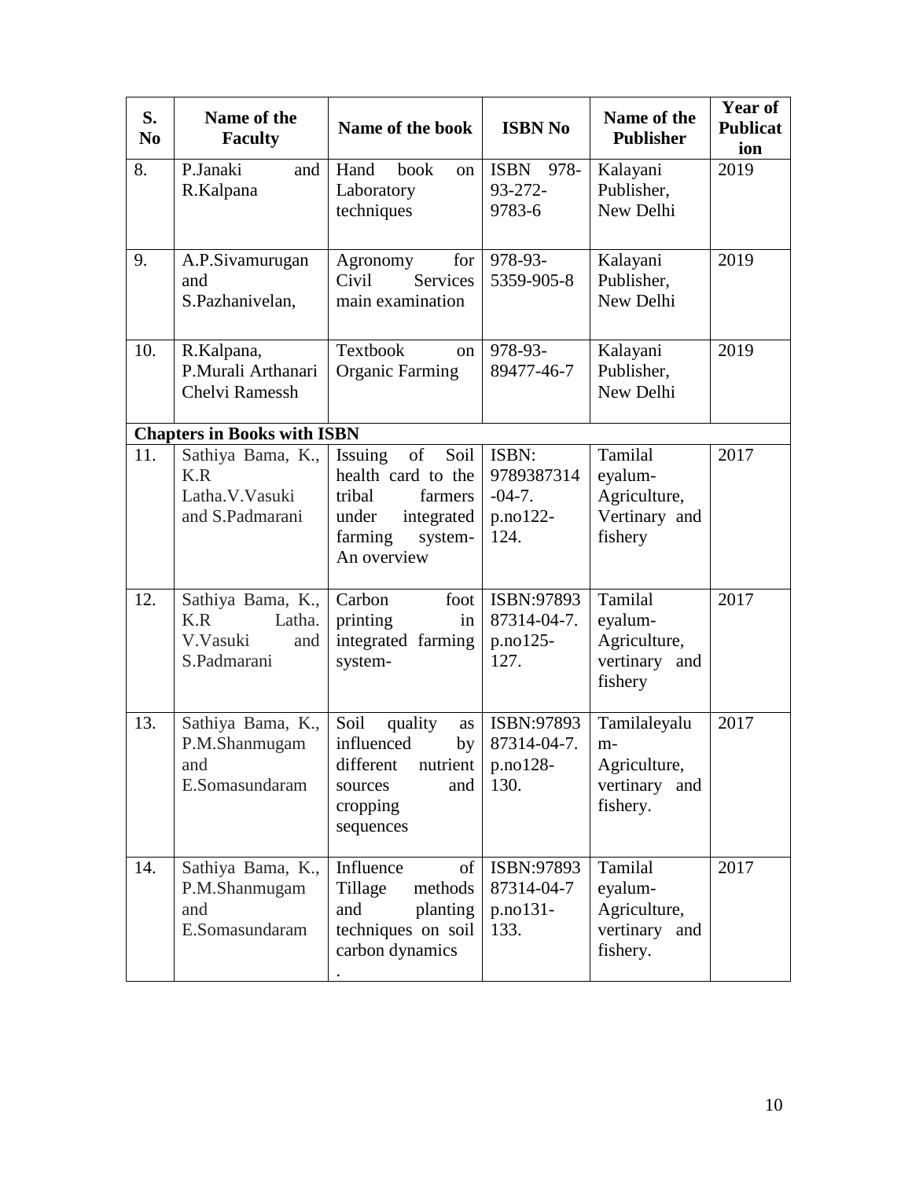| S. No | Name of the Faculty | Name of the book | ISBN No | Name of the Publisher | Year of Publication |
|---|---|---|---|---|---|
| 8. | P.Janaki and R.Kalpana | Hand book on Laboratory techniques | ISBN 978-93-272-9783-6 | Kalayani Publisher, New Delhi | 2019 |
| 9. | A.P.Sivamurugan and S.Pazhanivelan, | Agronomy for Civil Services main examination | 978-93-5359-905-8 | Kalayani Publisher, New Delhi | 2019 |
| 10. | R.Kalpana, P.Murali Arthanari Chelvi Ramessh | Textbook on Organic Farming | 978-93-89477-46-7 | Kalayani Publisher, New Delhi | 2019 |
| **Chapters in Books with ISBN** | | | | | |
| 11. | Sathiya Bama, K., K.R Latha.V.Vasuki and S.Padmarani | Issuing of Soil health card to the tribal farmers under integrated farming system- An overview | ISBN: 9789387314-04-7. p.no122-124. | Tamilal eyalum-Agriculture, Vertinary and fishery | 2017 |
| 12. | Sathiya Bama, K., K.R Latha. V.Vasuki and S.Padmarani | Carbon foot printing in integrated farming system- | ISBN:9789387314-04-7. p.no125-127. | Tamilal eyalum-Agriculture, vertinary and fishery | 2017 |
| 13. | Sathiya Bama, K., P.M.Shanmugam and E.Somasundaram | Soil quality as influenced by different nutrient sources and cropping sequences | ISBN:9789387314-04-7. p.no128-130. | Tamilaleyalum-Agriculture, vertinary and fishery. | 2017 |
| 14. | Sathiya Bama, K., P.M.Shanmugam and E.Somasundaram | Influence of Tillage methods and planting techniques on soil carbon dynamics . | ISBN:9789387314-04-7 p.no131-133. | Tamilal eyalum-Agriculture, vertinary and fishery. | 2017 |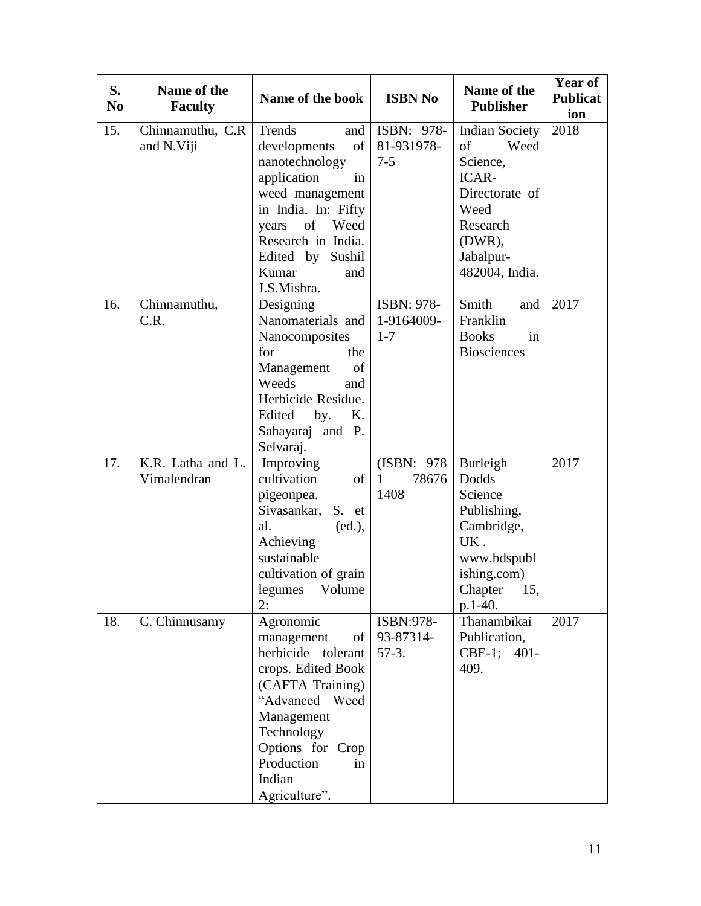| S. No | Name of the Faculty | Name of the book | ISBN No | Name of the Publisher | Year of Publication |
|---|---|---|---|---|---|
| 15. | Chinnamuthu, C.R and N.Viji | Trends and developments of nanotechnology application in weed management in India. In: Fifty years of Weed Research in India. Edited by Sushil Kumar and J.S.Mishra. | ISBN: 978-81-931978-7-5 | Indian Society of Weed Science, ICAR-Directorate of Weed Research (DWR), Jabalpur-482004, India. | 2018 |
| 16. | Chinnamuthu, C.R. | Designing Nanomaterials and Nanocomposites for the Management of Weeds and Herbicide Residue. Edited by. K. Sahayaraj and P. Selvaraj. | ISBN: 978-1-9164009-1-7 | Smith and Franklin Books in Biosciences | 2017 |
| 17. | K.R. Latha and L. Vimalendran | Improving cultivation of pigeonpea. Sivasankar, S. et al. (ed.), Achieving sustainable cultivation of grain legumes Volume 2: | (ISBN: 978 1 78676 1408 | Burleigh Dodds Science Publishing, Cambridge, UK . www.bdspublishing.com) Chapter 15, p.1-40. | 2017 |
| 18. | C. Chinnusamy | Agronomic management of herbicide tolerant crops. Edited Book (CAFTA Training) "Advanced Weed Management Technology Options for Crop Production in Indian Agriculture". | ISBN:978-93-87314-57-3. | Thanambikai Publication, CBE-1; 401-409. | 2017 |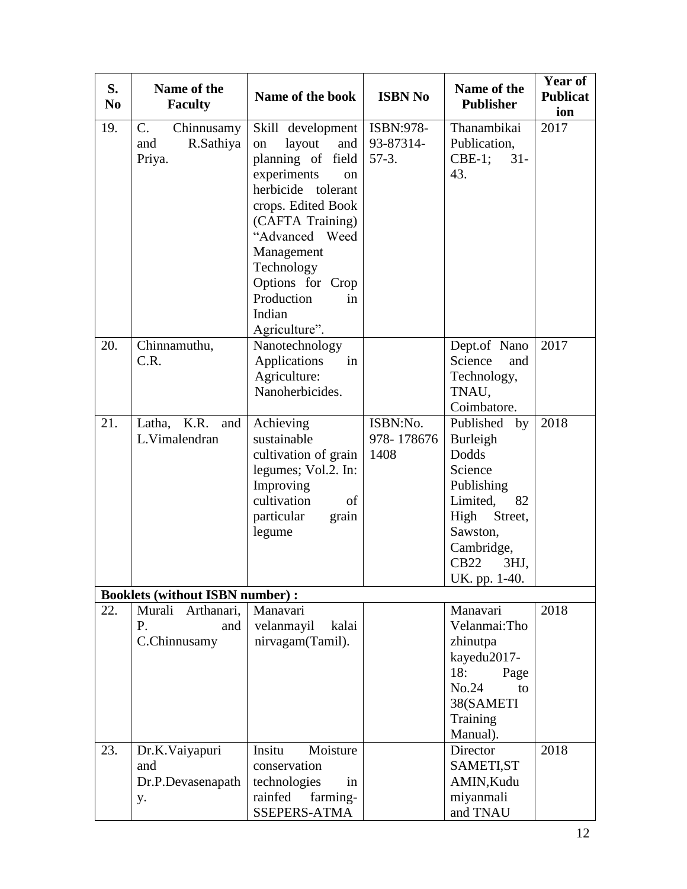| S. No | Name of the Faculty | Name of the book | ISBN No | Name of the Publisher | Year of Publication |
|---|---|---|---|---|---|
| 19. | C. Chinnusamy and R.Sathiya Priya. | Skill development on layout and planning of field experiments on herbicide tolerant crops. Edited Book (CAFTA Training) "Advanced Weed Management Technology Options for Crop Production in Indian Agriculture". | ISBN:978-93-87314-57-3. | Thanambikai Publication, CBE-1; 31-43. | 2017 |
| 20. | Chinnamuthu, C.R. | Nanotechnology Applications in Agriculture: Nanoherbicides. | | Dept.of Nano Science and Technology, TNAU, Coimbatore. | 2017 |
| 21. | Latha, K.R. and L.Vimalendran | Achieving sustainable cultivation of grain legumes; Vol.2. In: Improving cultivation of particular grain legume | ISBN:No. 978- 178676 1408 | Published by Burleigh Dodds Science Publishing Limited, 82 High Street, Sawston, Cambridge, CB22 3HJ, UK. pp. 1-40. | 2018 |
| **Booklets (without ISBN number) :** | | | | | |
| 22. | Murali Arthanari, P. and C.Chinnusamy | Manavari velanmayil kalai nirvagam(Tamil). | | Manavari Velanmai:Thozhinutpa kayedu2017-18: Page No.24 to 38(SAMETI Training Manual). | 2018 |
| 23. | Dr.K.Vaiyapuri and Dr.P.Devasenapathy. | Insitu Moisture conservation technologies in rainfed farming-SSEPERS-ATMA | | Director SAMETI,STAMIN,Kudumiyanmali and TNAU | 2018 |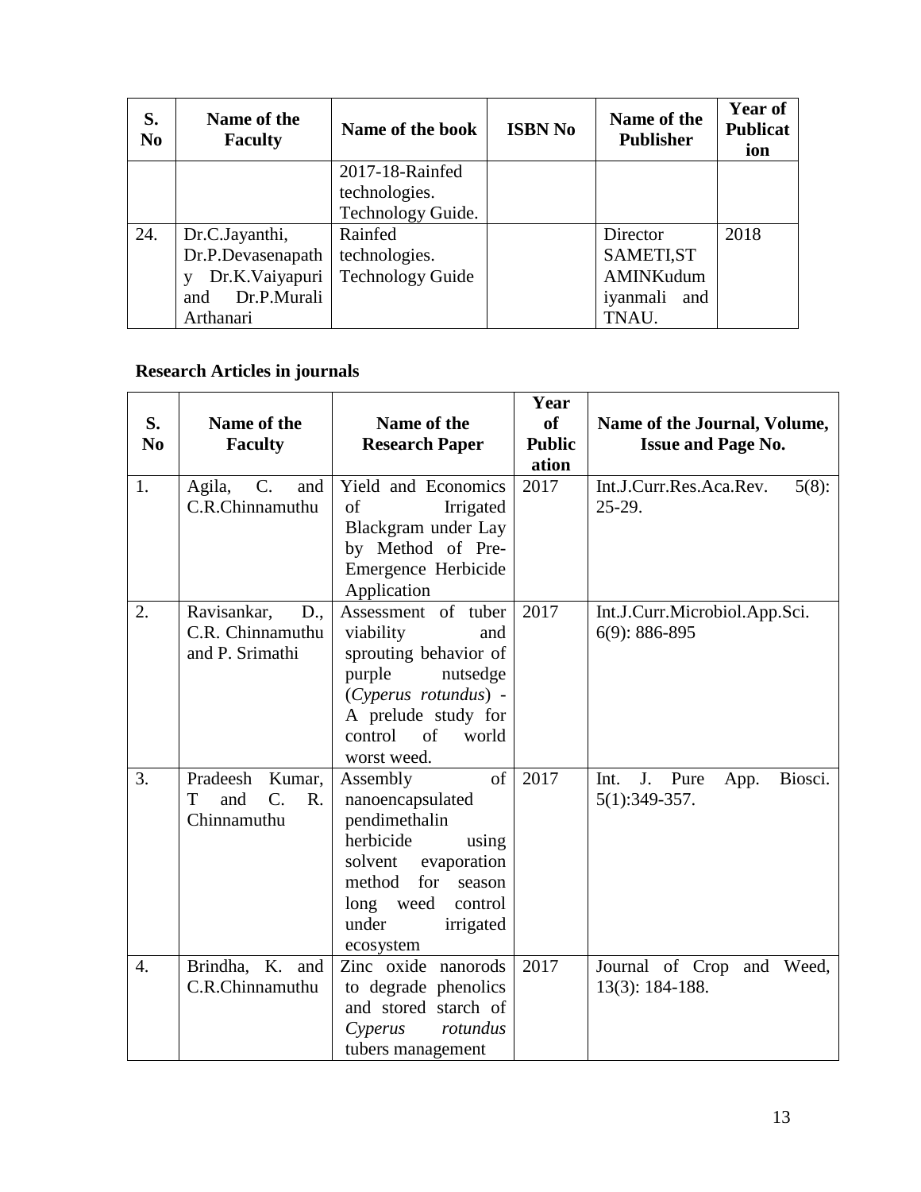| S. No | Name of the Faculty | Name of the book | ISBN No | Name of the Publisher | Year of Publication |
|---|---|---|---|---|---|
| | | 2017-18-Rainfed technologies. Technology Guide. | | | |
| 24. | Dr.C.Jayanthi, Dr.P.Devasenapathy Dr.K.Vaiyapuri and Dr.P.Murali Arthanari | Rainfed technologies. Technology Guide | | Director SAMETI,STAMINKudumiyanmali and TNAU. | 2018 |

**Research Articles in journals**

| S. No | Name of the Faculty | Name of the Research Paper | Year of Publication | Name of the Journal, Volume, Issue and Page No. |
|---|---|---|---|---|
| 1. | Agila, C. and C.R.Chinnamuthu | Yield and Economics of Irrigated Blackgram under Lay by Method of Pre-Emergence Herbicide Application | 2017 | Int.J.Curr.Res.Aca.Rev. 5(8): 25-29. |
| 2. | Ravisankar, D., C.R. Chinnamuthu and P. Srimathi | Assessment of tuber viability and sprouting behavior of purple nutsedge (*Cyperus rotundus*) - A prelude study for control of world worst weed. | 2017 | Int.J.Curr.Microbiol.App.Sci. 6(9): 886-895 |
| 3. | Pradeesh Kumar, T and C. R. Chinnamuthu | Assembly of nanoencapsulated pendimethalin herbicide using solvent evaporation method for season long weed control under irrigated ecosystem | 2017 | Int. J. Pure App. Biosci. 5(1):349-357. |
| 4. | Brindha, K. and C.R.Chinnamuthu | Zinc oxide nanorods to degrade phenolics and stored starch of *Cyperus rotundus* tubers management | 2017 | Journal of Crop and Weed, 13(3): 184-188. |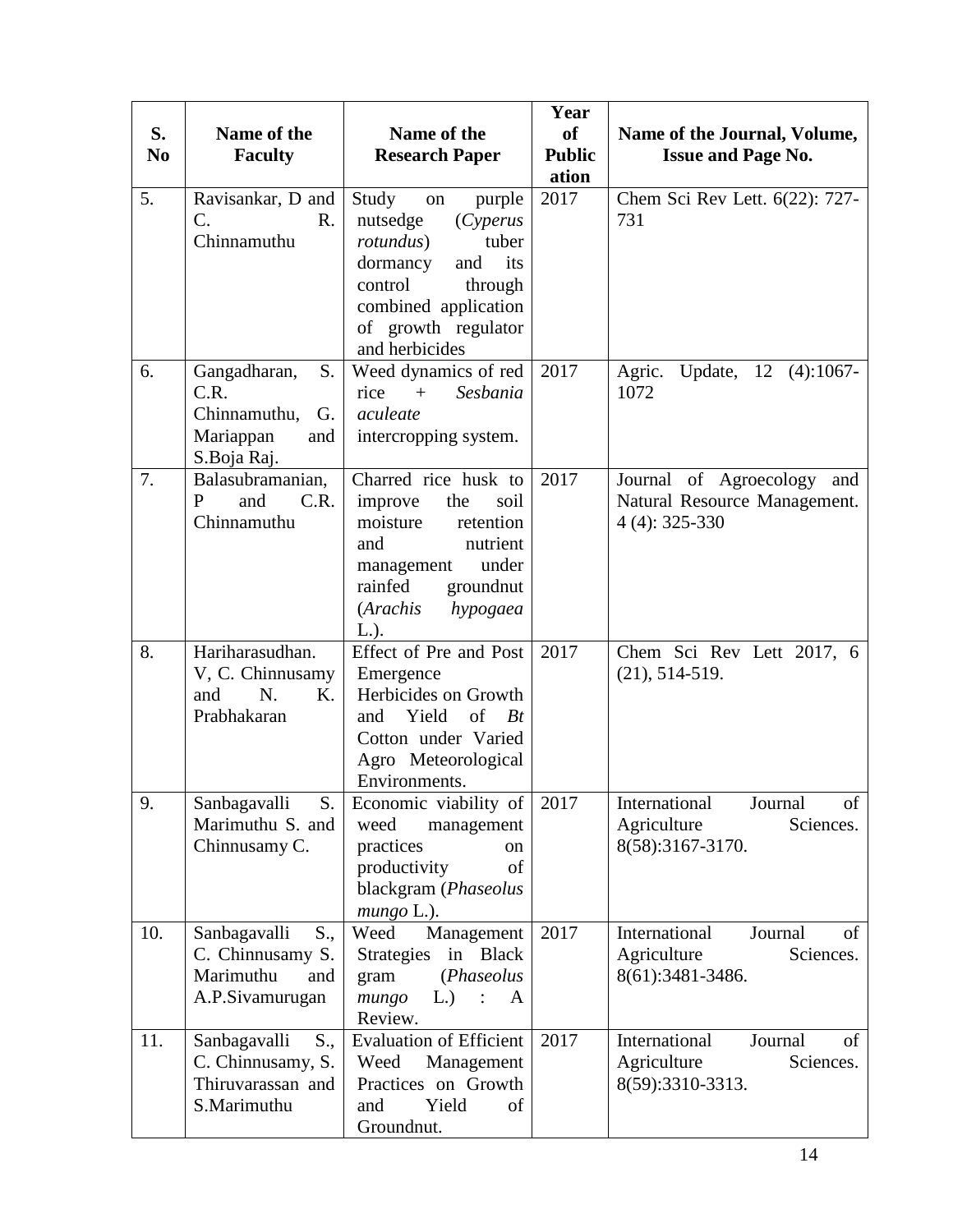| S. No | Name of the Faculty | Name of the Research Paper | Year of Publication | Name of the Journal, Volume, Issue and Page No. |
|---|---|---|---|---|
| 5. | Ravisankar, D and C. R. Chinnamuthu | Study on purple nutsedge (*Cyperus rotundus*) tuber dormancy and its control through combined application of growth regulator and herbicides | 2017 | Chem Sci Rev Lett. 6(22): 727-731 |
| 6. | Gangadharan, S. C.R. Chinnamuthu, G. Mariappan and S.Boja Raj. | Weed dynamics of red rice + *Sesbania aculeate* intercropping system. | 2017 | Agric. Update, 12 (4):1067-1072 |
| 7. | Balasubramanian, P and C.R. Chinnamuthu | Charred rice husk to improve the soil moisture retention and nutrient management under rainfed groundnut (*Arachis hypogaea* L.). | 2017 | Journal of Agroecology and Natural Resource Management. 4 (4): 325-330 |
| 8. | Hariharasudhan. V, C. Chinnusamy and N. K. Prabhakaran | Effect of Pre and Post Emergence Herbicides on Growth and Yield of *Bt* Cotton under Varied Agro Meteorological Environments. | 2017 | Chem Sci Rev Lett 2017, 6 (21), 514-519. |
| 9. | Sanbagavalli S. Marimuthu S. and Chinnusamy C. | Economic viability of weed management practices on productivity of blackgram (*Phaseolus mungo* L.). | 2017 | International Journal of Agriculture Sciences. 8(58):3167-3170. |
| 10. | Sanbagavalli S., C. Chinnusamy S. Marimuthu and A.P.Sivamurugan | Weed Management Strategies in Black gram (*Phaseolus mungo* L.) : A Review. | 2017 | International Journal of Agriculture Sciences. 8(61):3481-3486. |
| 11. | Sanbagavalli S., C. Chinnusamy, S. Thiruvarassan and S.Marimuthu | Evaluation of Efficient Weed Management Practices on Growth and Yield of Groundnut. | 2017 | International Journal of Agriculture Sciences. 8(59):3310-3313. |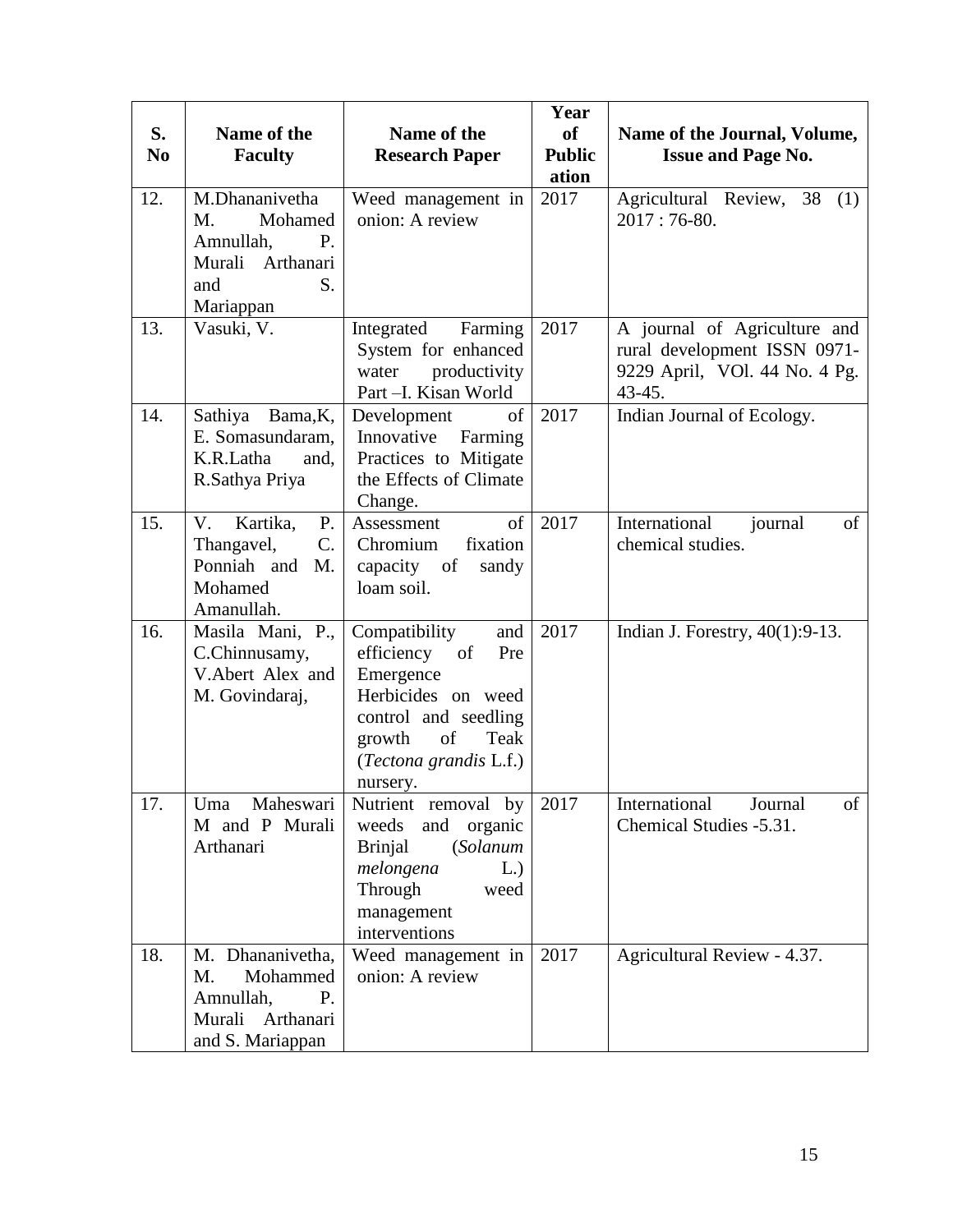| S. No | Name of the Faculty | Name of the Research Paper | Year of Publication | Name of the Journal, Volume, Issue and Page No. |
|---|---|---|---|---|
| 12. | M.Dhananivetha M. Mohamed Amnullah, P. Murali Arthanari and S. Mariappan | Weed management in onion: A review | 2017 | Agricultural Review, 38 (1) 2017 : 76-80. |
| 13. | Vasuki, V. | Integrated Farming System for enhanced water productivity Part –I. Kisan World | 2017 | A journal of Agriculture and rural development ISSN 0971-9229 April, VOl. 44 No. 4 Pg. 43-45. |
| 14. | Sathiya Bama,K, E. Somasundaram, K.R.Latha and, R.Sathya Priya | Development of Innovative Farming Practices to Mitigate the Effects of Climate Change. | 2017 | Indian Journal of Ecology. |
| 15. | V. Kartika, P. Thangavel, C. Ponniah and M. Mohamed Amanullah. | Assessment of Chromium fixation capacity of sandy loam soil. | 2017 | International journal of chemical studies. |
| 16. | Masila Mani, P., C.Chinnusamy, V.Abert Alex and M. Govindaraj, | Compatibility and efficiency of Pre Emergence Herbicides on weed control and seedling growth of Teak (*Tectona grandis* L.f.) nursery. | 2017 | Indian J. Forestry, 40(1):9-13. |
| 17. | Uma Maheswari M and P Murali Arthanari | Nutrient removal by weeds and organic Brinjal (*Solanum melongena* L.) Through weed management interventions | 2017 | International Journal of Chemical Studies -5.31. |
| 18. | M. Dhananivetha, M. Mohammed Amnullah, P. Murali Arthanari and S. Mariappan | Weed management in onion: A review | 2017 | Agricultural Review - 4.37. |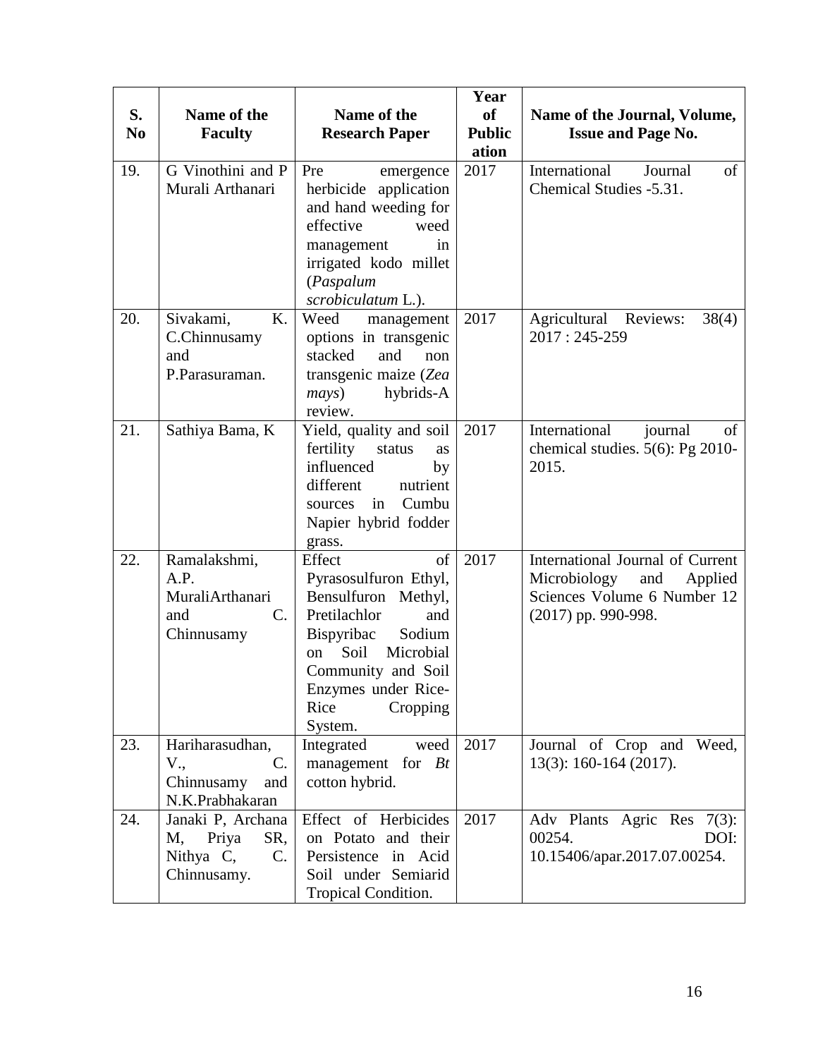| S. No | Name of the Faculty | Name of the Research Paper | Year of Publication | Name of the Journal, Volume, Issue and Page No. |
|---|---|---|---|---|
| 19. | G Vinothini and P Murali Arthanari | Pre emergence herbicide application and hand weeding for effective weed management in irrigated kodo millet (*Paspalum scrobiculatum* L.). | 2017 | International Journal of Chemical Studies -5.31. |
| 20. | Sivakami, K. C.Chinnusamy and P.Parasuraman. | Weed management options in transgenic stacked and non transgenic maize (*Zea mays*) hybrids-A review. | 2017 | Agricultural Reviews: 38(4) 2017 : 245-259 |
| 21. | Sathiya Bama, K | Yield, quality and soil fertility status as influenced by different nutrient sources in Cumbu Napier hybrid fodder grass. | 2017 | International journal of chemical studies. 5(6): Pg 2010-2015. |
| 22. | Ramalakshmi, A.P. MuraliArthanari and C. Chinnusamy | Effect of Pyrasosulfuron Ethyl, Bensulfuron Methyl, Pretilachlor and Bispyribac Sodium on Soil Microbial Community and Soil Enzymes under Rice-Rice Cropping System. | 2017 | International Journal of Current Microbiology and Applied Sciences Volume 6 Number 12 (2017) pp. 990-998. |
| 23. | Hariharasudhan, V., C. Chinnusamy and N.K.Prabhakaran | Integrated weed management for *Bt* cotton hybrid. | 2017 | Journal of Crop and Weed, 13(3): 160-164 (2017). |
| 24. | Janaki P, Archana M, Priya SR, Nithya C, C. Chinnusamy. | Effect of Herbicides on Potato and their Persistence in Acid Soil under Semiarid Tropical Condition. | 2017 | Adv Plants Agric Res 7(3): 00254. DOI: 10.15406/apar.2017.07.00254. |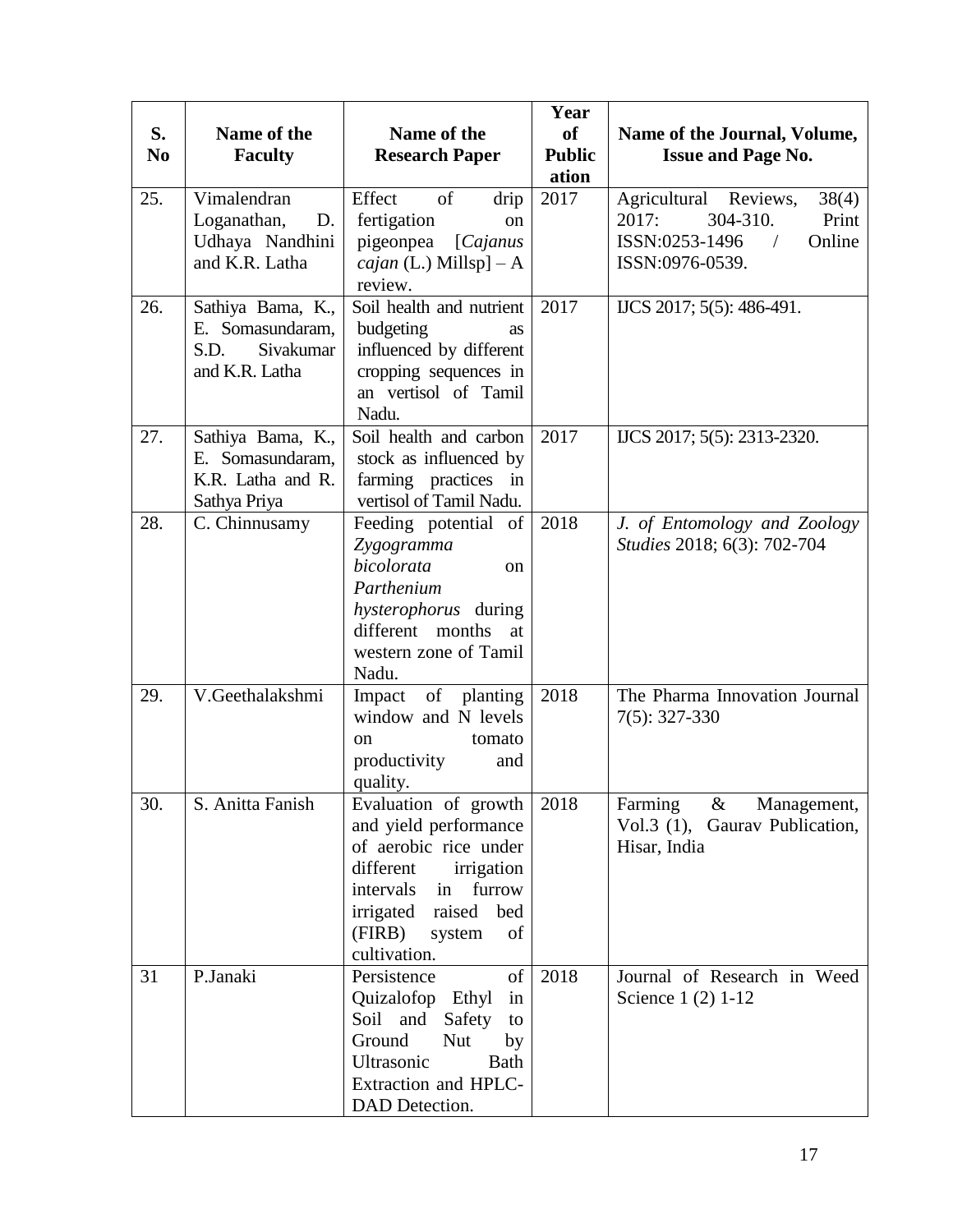| S. No | Name of the Faculty | Name of the Research Paper | Year of Publication | Name of the Journal, Volume, Issue and Page No. |
|---|---|---|---|---|
| 25. | Vimalendran Loganathan, D. Udhaya Nandhini and K.R. Latha | Effect of drip fertigation on pigeonpea [*Cajanus cajan* (L.) Millsp] – A review. | 2017 | Agricultural Reviews, 38(4) 2017: 304-310. Print ISSN:0253-1496 / Online ISSN:0976-0539. |
| 26. | Sathiya Bama, K., E. Somasundaram, S.D. Sivakumar and K.R. Latha | Soil health and nutrient budgeting as influenced by different cropping sequences in an vertisol of Tamil Nadu. | 2017 | IJCS 2017; 5(5): 486-491. |
| 27. | Sathiya Bama, K., E. Somasundaram, K.R. Latha and R. Sathya Priya | Soil health and carbon stock as influenced by farming practices in vertisol of Tamil Nadu. | 2017 | IJCS 2017; 5(5): 2313-2320. |
| 28. | C. Chinnusamy | Feeding potential of *Zygogramma bicolorata* on *Parthenium hysterophorus* during different months at western zone of Tamil Nadu. | 2018 | *J. of Entomology and Zoology Studies* 2018; 6(3): 702-704 |
| 29. | V.Geethalakshmi | Impact of planting window and N levels on tomato productivity and quality. | 2018 | The Pharma Innovation Journal 7(5): 327-330 |
| 30. | S. Anitta Fanish | Evaluation of growth and yield performance of aerobic rice under different irrigation intervals in furrow irrigated raised bed (FIRB) system of cultivation. | 2018 | Farming & Management, Vol.3 (1), Gaurav Publication, Hisar, India |
| 31 | P.Janaki | Persistence of Quizalofop Ethyl in Soil and Safety to Ground Nut by Ultrasonic Bath Extraction and HPLC-DAD Detection. | 2018 | Journal of Research in Weed Science 1 (2) 1-12 |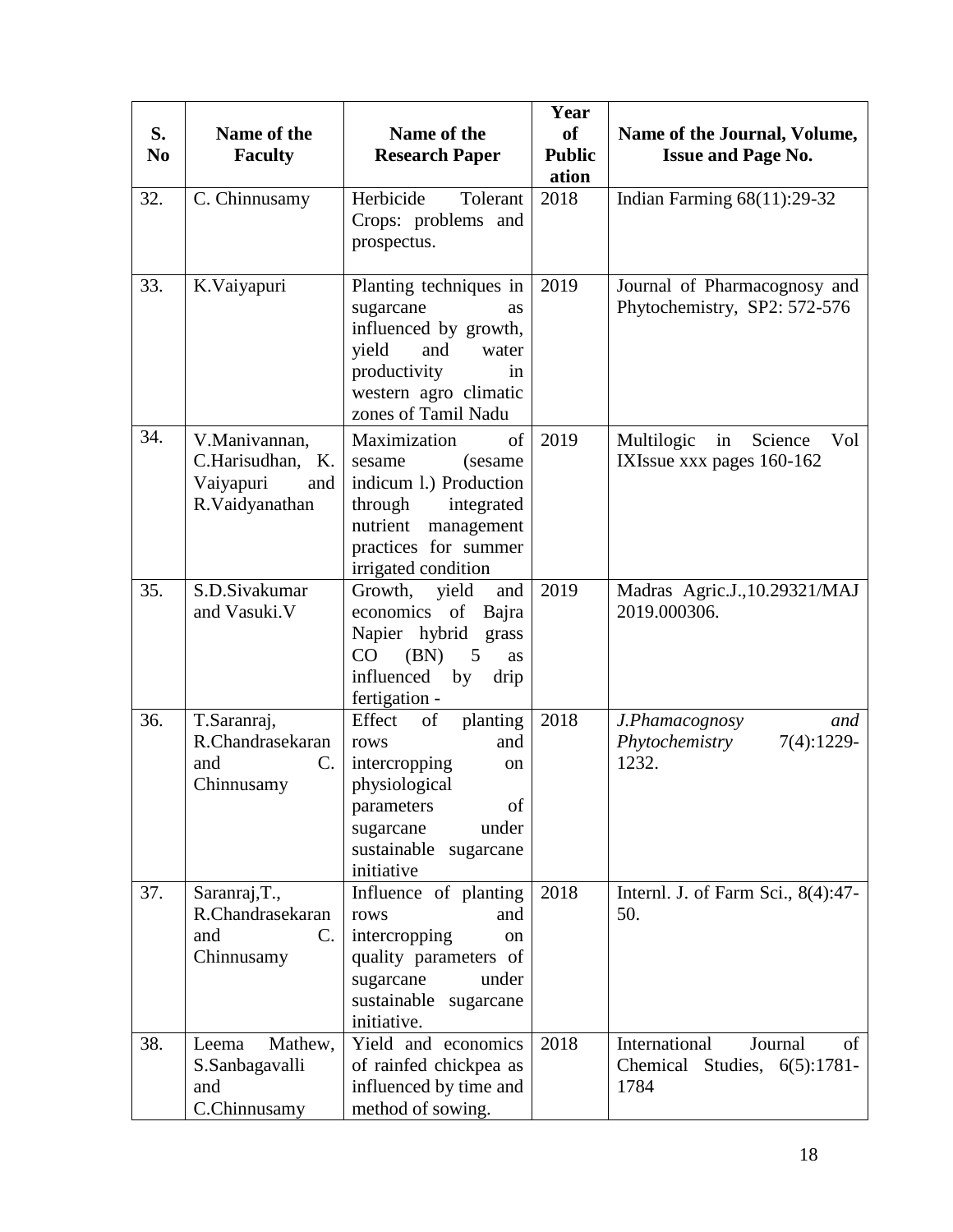| S. No | Name of the Faculty | Name of the Research Paper | Year of Publication | Name of the Journal, Volume, Issue and Page No. |
|---|---|---|---|---|
| 32. | C. Chinnusamy | Herbicide Tolerant Crops: problems and prospectus. | 2018 | Indian Farming 68(11):29-32 |
| 33. | K.Vaiyapuri | Planting techniques in sugarcane as influenced by growth, yield and water productivity in western agro climatic zones of Tamil Nadu | 2019 | Journal of Pharmacognosy and Phytochemistry, SP2: 572-576 |
| 34. | V.Manivannan, C.Harisudhan, K. Vaiyapuri and R.Vaidyanathan | Maximization of sesame (sesame indicum l.) Production through integrated nutrient management practices for summer irrigated condition | 2019 | Multilogic in Science Vol IXIssue xxx pages 160-162 |
| 35. | S.D.Sivakumar and Vasuki.V | Growth, yield and economics of Bajra Napier hybrid grass CO (BN) 5 as influenced by drip fertigation - | 2019 | Madras Agric.J.,10.29321/MAJ 2019.000306. |
| 36. | T.Saranraj, R.Chandrasekaran and C. Chinnusamy | Effect of planting rows and intercropping on physiological parameters of sugarcane under sustainable sugarcane initiative | 2018 | *J.Phamacognosy and Phytochemistry* 7(4):1229-1232. |
| 37. | Saranraj,T., R.Chandrasekaran and C. Chinnusamy | Influence of planting rows and intercropping on quality parameters of sugarcane under sustainable sugarcane initiative. | 2018 | Internl. J. of Farm Sci., 8(4):47-50. |
| 38. | Leema Mathew, S.Sanbagavalli and C.Chinnusamy | Yield and economics of rainfed chickpea as influenced by time and method of sowing. | 2018 | International Journal of Chemical Studies, 6(5):1781-1784 |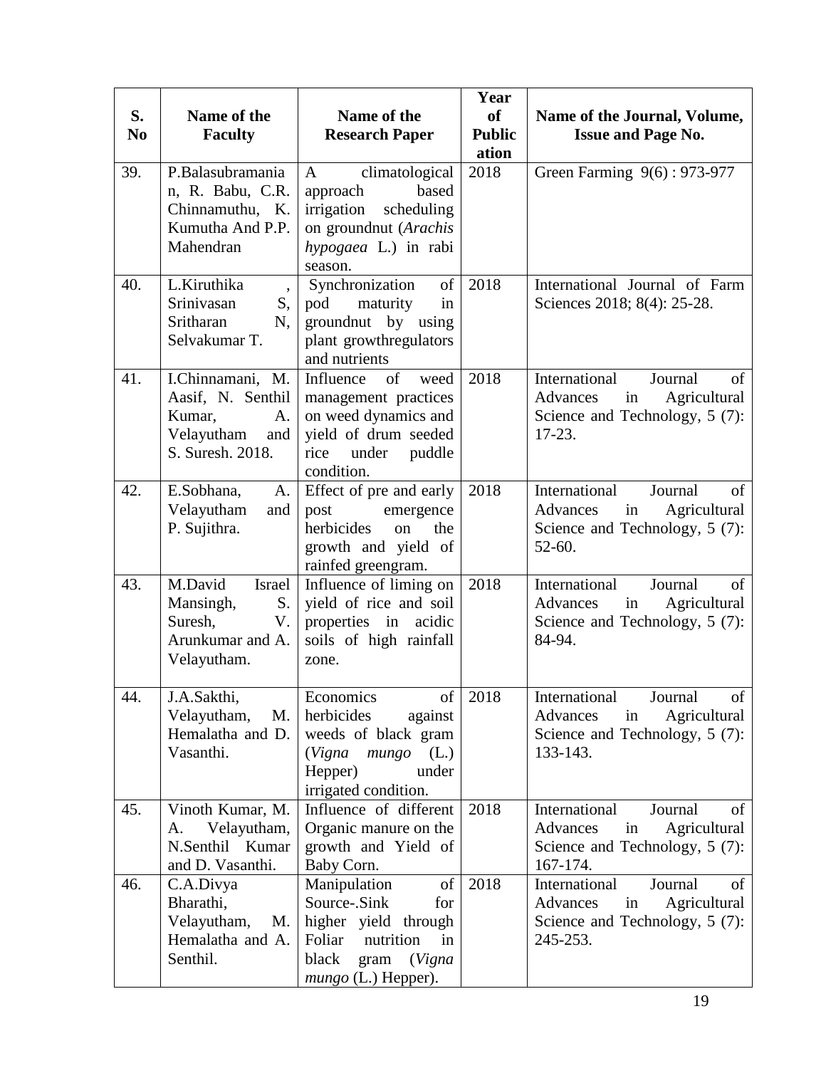| S. No | Name of the Faculty | Name of the Research Paper | Year of Publication | Name of the Journal, Volume, Issue and Page No. |
| --- | --- | --- | --- | --- |
| 39. | P.Balasubramanian, R. Babu, C.R. Chinnamuthu, K. Kumutha And P.P. Mahendran | A climatological approach based irrigation scheduling on groundnut (*Arachis hypogaea* L.) in rabi season. | 2018 | Green Farming 9(6) : 973-977 |
| 40. | L.Kiruthika , Srinivasan S, Sritharan N, Selvakumar T. | Synchronization of pod maturity in groundnut by using plant growthregulators and nutrients | 2018 | International Journal of Farm Sciences 2018; 8(4): 25-28. |
| 41. | I.Chinnamani, M. Aasif, N. Senthil Kumar, A. Velayutham and S. Suresh. 2018. | Influence of weed management practices on weed dynamics and yield of drum seeded rice under puddle condition. | 2018 | International Journal of Advances in Agricultural Science and Technology, 5 (7): 17-23. |
| 42. | E.Sobhana, A. Velayutham and P. Sujithra. | Effect of pre and early post emergence herbicides on the growth and yield of rainfed greengram. | 2018 | International Journal of Advances in Agricultural Science and Technology, 5 (7): 52-60. |
| 43. | M.David Israel Mansingh, S. Suresh, V. Arunkumar and A. Velayutham. | Influence of liming on yield of rice and soil properties in acidic soils of high rainfall zone. | 2018 | International Journal of Advances in Agricultural Science and Technology, 5 (7): 84-94. |
| 44. | J.A.Sakthi, Velayutham, M. Hemalatha and D. Vasanthi. | Economics of herbicides against weeds of black gram (*Vigna mungo* (L.) Hepper) under irrigated condition. | 2018 | International Journal of Advances in Agricultural Science and Technology, 5 (7): 133-143. |
| 45. | Vinoth Kumar, M. A. Velayutham, N.Senthil Kumar and D. Vasanthi. | Influence of different Organic manure on the growth and Yield of Baby Corn. | 2018 | International Journal of Advances in Agricultural Science and Technology, 5 (7): 167-174. |
| 46. | C.A.Divya Bharathi, Velayutham, M. Hemalatha and A. Senthil. | Manipulation of Source-.Sink for higher yield through Foliar nutrition in black gram (*Vigna mungo* (L.) Hepper). | 2018 | International Journal of Advances in Agricultural Science and Technology, 5 (7): 245-253. |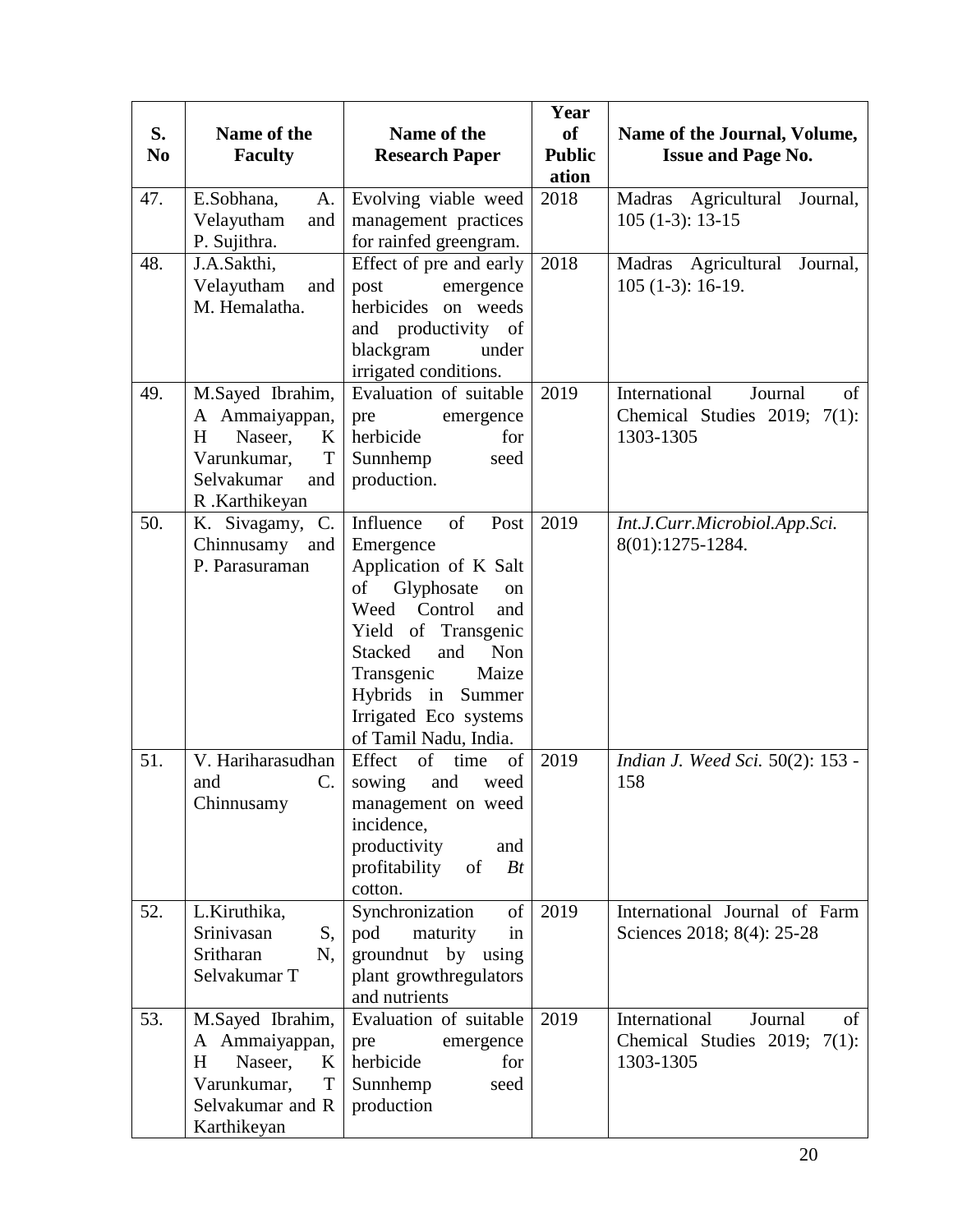| S. No | Name of the Faculty | Name of the Research Paper | Year of Publication | Name of the Journal, Volume, Issue and Page No. |
|---|---|---|---|---|
| 47. | E.Sobhana, A. Velayutham and P. Sujithra. | Evolving viable weed management practices for rainfed greengram. | 2018 | Madras Agricultural Journal, 105 (1-3): 13-15 |
| 48. | J.A.Sakthi, Velayutham and M. Hemalatha. | Effect of pre and early post emergence herbicides on weeds and productivity of blackgram under irrigated conditions. | 2018 | Madras Agricultural Journal, 105 (1-3): 16-19. |
| 49. | M.Sayed Ibrahim, A Ammaiyappan, H Naseer, K Varunkumar, T Selvakumar and R .Karthikeyan | Evaluation of suitable pre emergence herbicide for Sunnhemp seed production. | 2019 | International Journal of Chemical Studies 2019; 7(1): 1303-1305 |
| 50. | K. Sivagamy, C. Chinnusamy and P. Parasuraman | Influence of Post Emergence Application of K Salt of Glyphosate on Weed Control and Yield of Transgenic Stacked and Non Transgenic Maize Hybrids in Summer Irrigated Eco systems of Tamil Nadu, India. | 2019 | *Int.J.Curr.Microbiol.App.Sci.* 8(01):1275-1284. |
| 51. | V. Hariharasudhan and C. Chinnusamy | Effect of time of sowing and weed management on weed incidence, productivity and profitability of *Bt* cotton. | 2019 | *Indian J. Weed Sci.* 50(2): 153 - 158 |
| 52. | L.Kiruthika, Srinivasan S, Sritharan N, Selvakumar T | Synchronization of pod maturity in groundnut by using plant growthregulators and nutrients | 2019 | International Journal of Farm Sciences 2018; 8(4): 25-28 |
| 53. | M.Sayed Ibrahim, A Ammaiyappan, H Naseer, K Varunkumar, T Selvakumar and R Karthikeyan | Evaluation of suitable pre emergence herbicide for Sunnhemp seed production | 2019 | International Journal of Chemical Studies 2019; 7(1): 1303-1305 |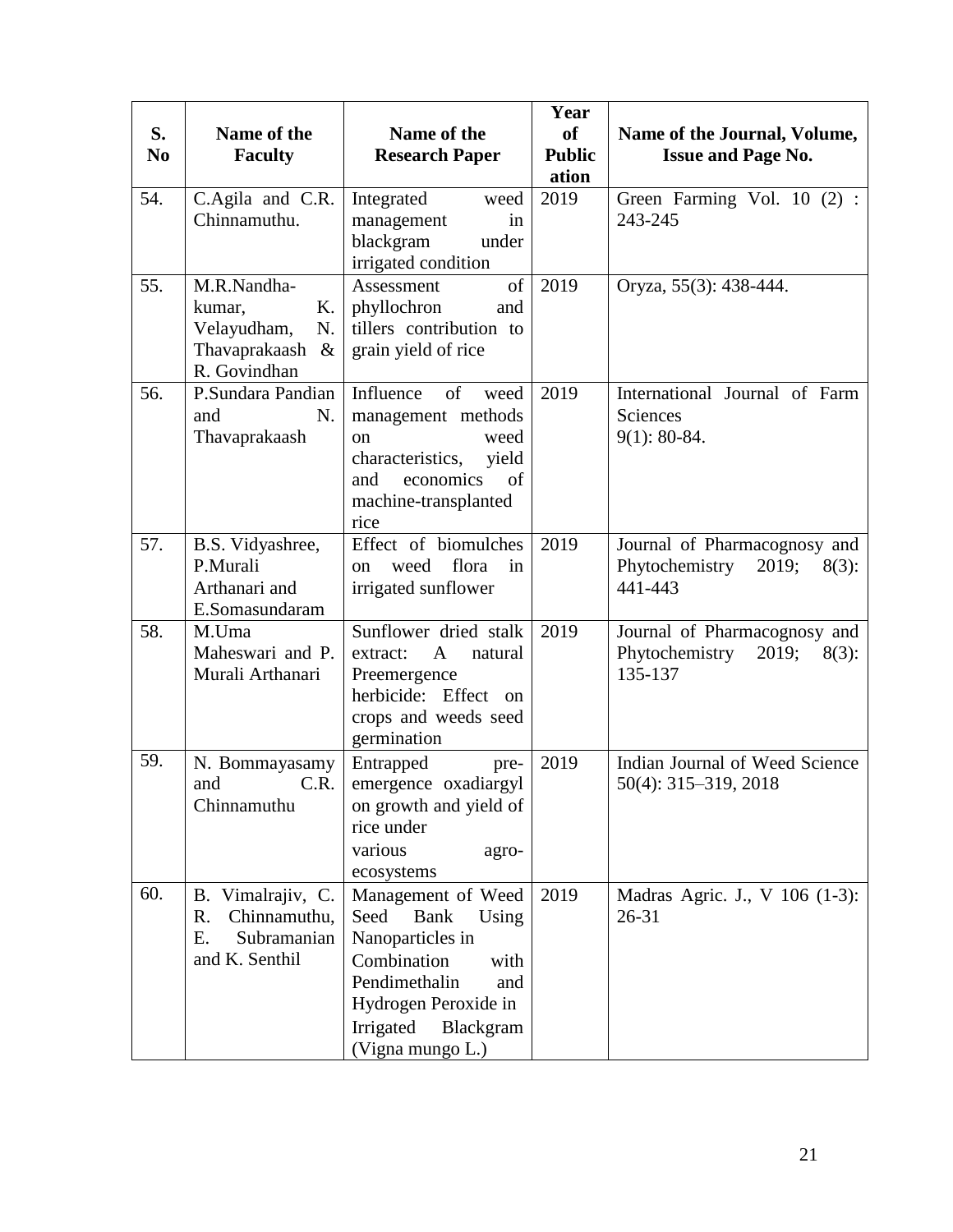| S. No | Name of the Faculty | Name of the Research Paper | Year of Publication | Name of the Journal, Volume, Issue and Page No. |
|---|---|---|---|---|
| 54. | C.Agila and C.R. Chinnamuthu. | Integrated weed management in blackgram under irrigated condition | 2019 | Green Farming Vol. 10 (2) : 243-245 |
| 55. | M.R.Nandha-kumar, K. Velayudham, N. Thavaprakaash & R. Govindhan | Assessment of phyllochron and tillers contribution to grain yield of rice | 2019 | Oryza, 55(3): 438-444. |
| 56. | P.Sundara Pandian and N. Thavaprakaash | Influence of weed management methods on weed characteristics, yield and economics of machine-transplanted rice | 2019 | International Journal of Farm Sciences 9(1): 80-84. |
| 57. | B.S. Vidyashree, P.Murali Arthanari and E.Somasundaram | Effect of biomulches on weed flora in irrigated sunflower | 2019 | Journal of Pharmacognosy and Phytochemistry 2019; 8(3): 441-443 |
| 58. | M.Uma Maheswari and P. Murali Arthanari | Sunflower dried stalk extract: A natural Preemergence herbicide: Effect on crops and weeds seed germination | 2019 | Journal of Pharmacognosy and Phytochemistry 2019; 8(3): 135-137 |
| 59. | N. Bommayasamy and C.R. Chinnamuthu | Entrapped pre-emergence oxadiargyl on growth and yield of rice under various agro-ecosystems | 2019 | Indian Journal of Weed Science 50(4): 315–319, 2018 |
| 60. | B. Vimalrajiv, C. R. Chinnamuthu, E. Subramanian and K. Senthil | Management of Weed Seed Bank Using Nanoparticles in Combination with Pendimethalin and Hydrogen Peroxide in Irrigated Blackgram (Vigna mungo L.) | 2019 | Madras Agric. J., V 106 (1-3): 26-31 |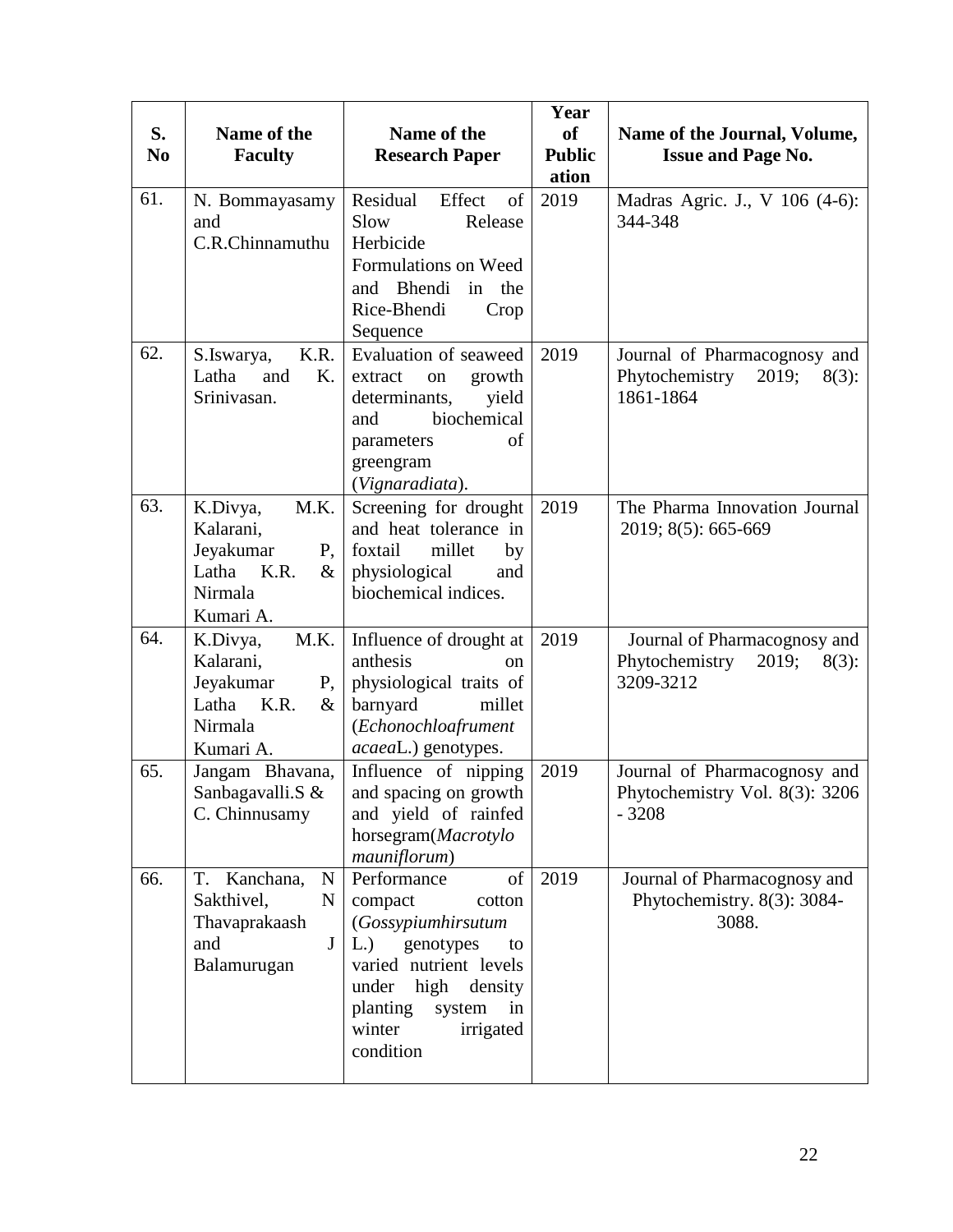| S. No | Name of the Faculty | Name of the Research Paper | Year of Publication | Name of the Journal, Volume, Issue and Page No. |
|---|---|---|---|---|
| 61. | N. Bommayasamy and C.R.Chinnamuthu | Residual Effect of Slow Release Herbicide Formulations on Weed and Bhendi in the Rice-Bhendi Crop Sequence | 2019 | Madras Agric. J., V 106 (4-6): 344-348 |
| 62. | S.Iswarya, K.R. Latha and K. Srinivasan. | Evaluation of seaweed extract on growth determinants, yield and biochemical parameters of greengram (*Vignaradiata*). | 2019 | Journal of Pharmacognosy and Phytochemistry 2019; 8(3): 1861-1864 |
| 63. | K.Divya, M.K. Kalarani, Jeyakumar P, Latha K.R. & Nirmala Kumari A. | Screening for drought and heat tolerance in foxtail millet by physiological and biochemical indices. | 2019 | The Pharma Innovation Journal 2019; 8(5): 665-669 |
| 64. | K.Divya, M.K. Kalarani, Jeyakumar P, Latha K.R. & Nirmala Kumari A. | Influence of drought at anthesis on physiological traits of barnyard millet (*Echonochloafrumentacaea*L.) genotypes. | 2019 | Journal of Pharmacognosy and Phytochemistry 2019; 8(3): 3209-3212 |
| 65. | Jangam Bhavana, Sanbagavalli.S & C. Chinnusamy | Influence of nipping and spacing on growth and yield of rainfed horsegram(*Macrotylomauniflorum*) | 2019 | Journal of Pharmacognosy and Phytochemistry Vol. 8(3): 3206 - 3208 |
| 66. | T. Kanchana, N Sakthivel, N Thavaprakaash and J Balamurugan | Performance of compact cotton (*Gossypiumhirsutum* L.) genotypes to varied nutrient levels under high density planting system in winter irrigated condition | 2019 | Journal of Pharmacognosy and Phytochemistry. 8(3): 3084-3088. |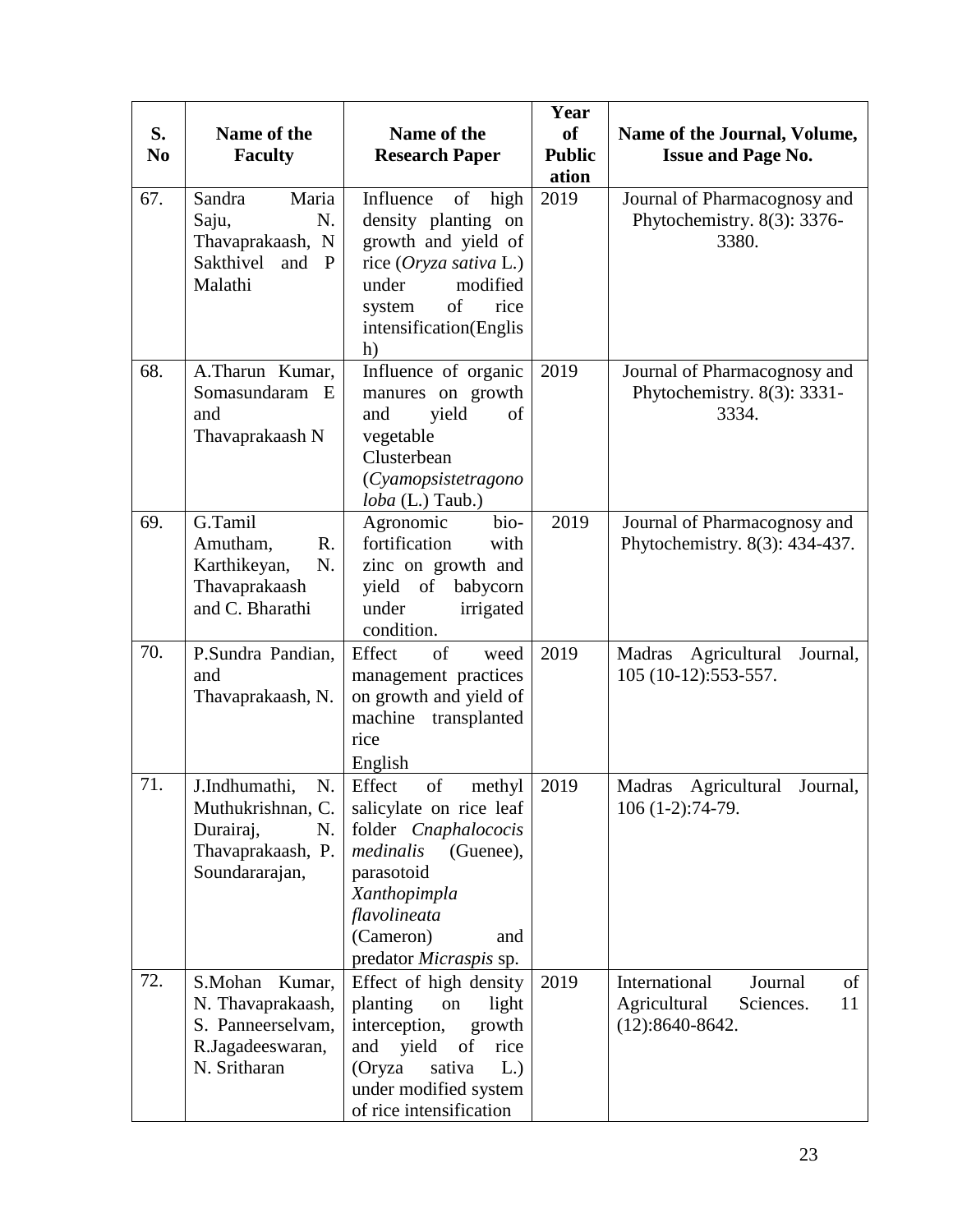| S. No | Name of the Faculty | Name of the Research Paper | Year of Publication | Name of the Journal, Volume, Issue and Page No. |
|---|---|---|---|---|
| 67. | Sandra Maria Saju, N. Thavaprakaash, N Sakthivel and P Malathi | Influence of high density planting on growth and yield of rice (*Oryza sativa* L.) under modified system of rice intensification(English) | 2019 | Journal of Pharmacognosy and Phytochemistry. 8(3): 3376-3380. |
| 68. | A.Tharun Kumar, Somasundaram E and Thavaprakaash N | Influence of organic manures on growth and yield of vegetable Clusterbean (*Cyamopsistetragonoloba* (L.) Taub.) | 2019 | Journal of Pharmacognosy and Phytochemistry. 8(3): 3331-3334. |
| 69. | G.Tamil Amutham, R. Karthikeyan, N. Thavaprakaash and C. Bharathi | Agronomic bio-fortification with zinc on growth and yield of babycorn under irrigated condition. | 2019 | Journal of Pharmacognosy and Phytochemistry. 8(3): 434-437. |
| 70. | P.Sundra Pandian, and Thavaprakaash, N. | Effect of weed management practices on growth and yield of machine transplanted rice English | 2019 | Madras Agricultural Journal, 105 (10-12):553-557. |
| 71. | J.Indhumathi, N. Muthukrishnan, C. Durairaj, N. Thavaprakaash, P. Soundararajan, | Effect of methyl salicylate on rice leaf folder *Cnaphalococis medinalis* (Guenee), parasotoid *Xanthopimpla flavolineata* (Cameron) and predator *Micraspis* sp. | 2019 | Madras Agricultural Journal, 106 (1-2):74-79. |
| 72. | S.Mohan Kumar, N. Thavaprakaash, S. Panneerselvam, R.Jagadeeswaran, N. Sritharan | Effect of high density planting on light interception, growth and yield of rice (Oryza sativa L.) under modified system of rice intensification | 2019 | International Journal of Agricultural Sciences. 11 (12):8640-8642. |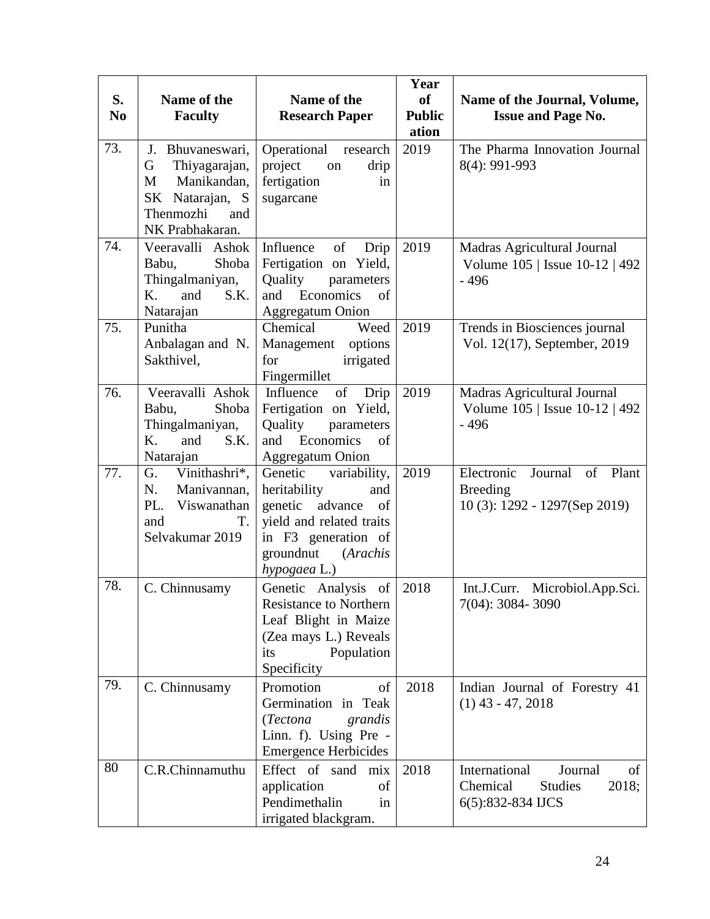| S. No | Name of the Faculty | Name of the Research Paper | Year of Public ation | Name of the Journal, Volume, Issue and Page No. |
|---|---|---|---|---|
| 73. | J. Bhuvaneswari, G Thiyagarajan, M Manikandan, SK Natarajan, S Thenmozhi and NK Prabhakaran. | Operational research project on drip fertigation in sugarcane | 2019 | The Pharma Innovation Journal 8(4): 991-993 |
| 74. | Veeravalli Ashok Babu, Shoba Thingalmaniyan, K. and S.K. Natarajan | Influence of Drip Fertigation on Yield, Quality parameters and Economics of Aggregatum Onion | 2019 | Madras Agricultural Journal Volume 105 \| Issue 10-12 \| 492 - 496 |
| 75. | Punitha Anbalagan and N. Sakthivel, | Chemical Weed Management options for irrigated Fingermillet | 2019 | Trends in Biosciences journal Vol. 12(17), September, 2019 |
| 76. | Veeravalli Ashok Babu, Shoba Thingalmaniyan, K. and S.K. Natarajan | Influence of Drip Fertigation on Yield, Quality parameters and Economics of Aggregatum Onion | 2019 | Madras Agricultural Journal Volume 105 \| Issue 10-12 \| 492 - 496 |
| 77. | G. Vinithashri*, N. Manivannan, PL. Viswanathan and T. Selvakumar 2019 | Genetic variability, heritability and genetic advance of yield and related traits in F3 generation of groundnut (*Arachis hypogaea* L.) | 2019 | Electronic Journal of Plant Breeding 10 (3): 1292 - 1297(Sep 2019) |
| 78. | C. Chinnusamy | Genetic Analysis of Resistance to Northern Leaf Blight in Maize (Zea mays L.) Reveals its Population Specificity | 2018 | Int.J.Curr. Microbiol.App.Sci. 7(04): 3084- 3090 |
| 79. | C. Chinnusamy | Promotion of Germination in Teak (*Tectona grandis* Linn. f). Using Pre - Emergence Herbicides | 2018 | Indian Journal of Forestry 41 (1) 43 - 47, 2018 |
| 80 | C.R.Chinnamuthu | Effect of sand mix application of Pendimethalin in irrigated blackgram. | 2018 | International Journal of Chemical Studies 2018; 6(5):832-834 IJCS |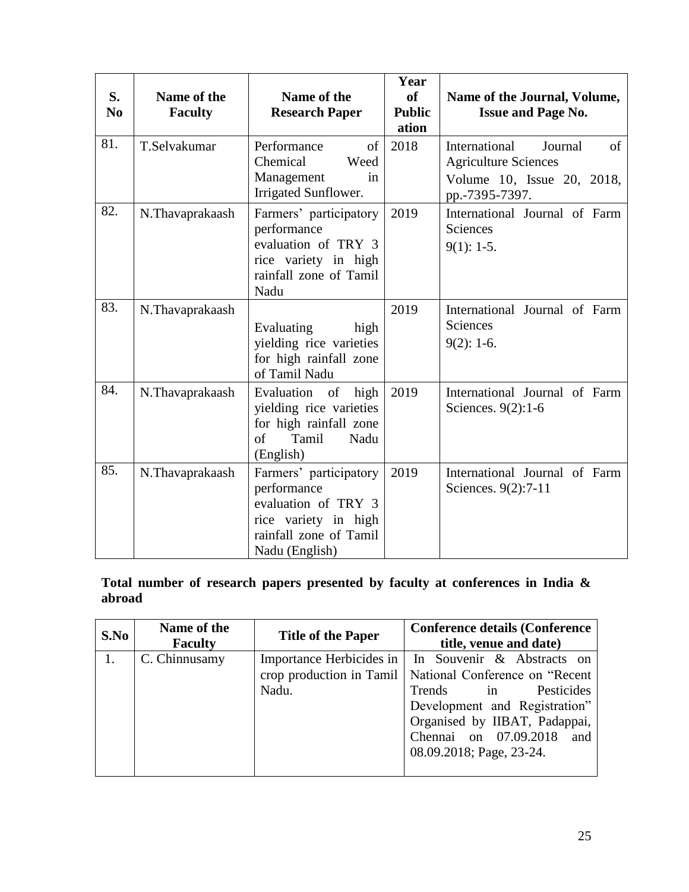| S. No | Name of the Faculty | Name of the Research Paper | Year of Publication | Name of the Journal, Volume, Issue and Page No. |
|---|---|---|---|---|
| 81. | T.Selvakumar | Performance of Chemical Weed Management in Irrigated Sunflower. | 2018 | International Journal of Agriculture Sciences Volume 10, Issue 20, 2018, pp.-7395-7397. |
| 82. | N.Thavaprakaash | Farmers' participatory performance evaluation of TRY 3 rice variety in high rainfall zone of Tamil Nadu | 2019 | International Journal of Farm Sciences 9(1): 1-5. |
| 83. | N.Thavaprakaash | Evaluating high yielding rice varieties for high rainfall zone of Tamil Nadu | 2019 | International Journal of Farm Sciences 9(2): 1-6. |
| 84. | N.Thavaprakaash | Evaluation of high yielding rice varieties for high rainfall zone of Tamil Nadu (English) | 2019 | International Journal of Farm Sciences. 9(2):1-6 |
| 85. | N.Thavaprakaash | Farmers' participatory performance evaluation of TRY 3 rice variety in high rainfall zone of Tamil Nadu (English) | 2019 | International Journal of Farm Sciences. 9(2):7-11 |

**Total number of research papers presented by faculty at conferences in India & abroad**

| S.No | Name of the Faculty | Title of the Paper | Conference details (Conference title, venue and date) |
|---|---|---|---|
| 1. | C. Chinnusamy | Importance Herbicides in crop production in Tamil Nadu. | In Souvenir & Abstracts on National Conference on "Recent Trends in Pesticides Development and Registration" Organised by IIBAT, Padappai, Chennai on 07.09.2018 and 08.09.2018; Page, 23-24. |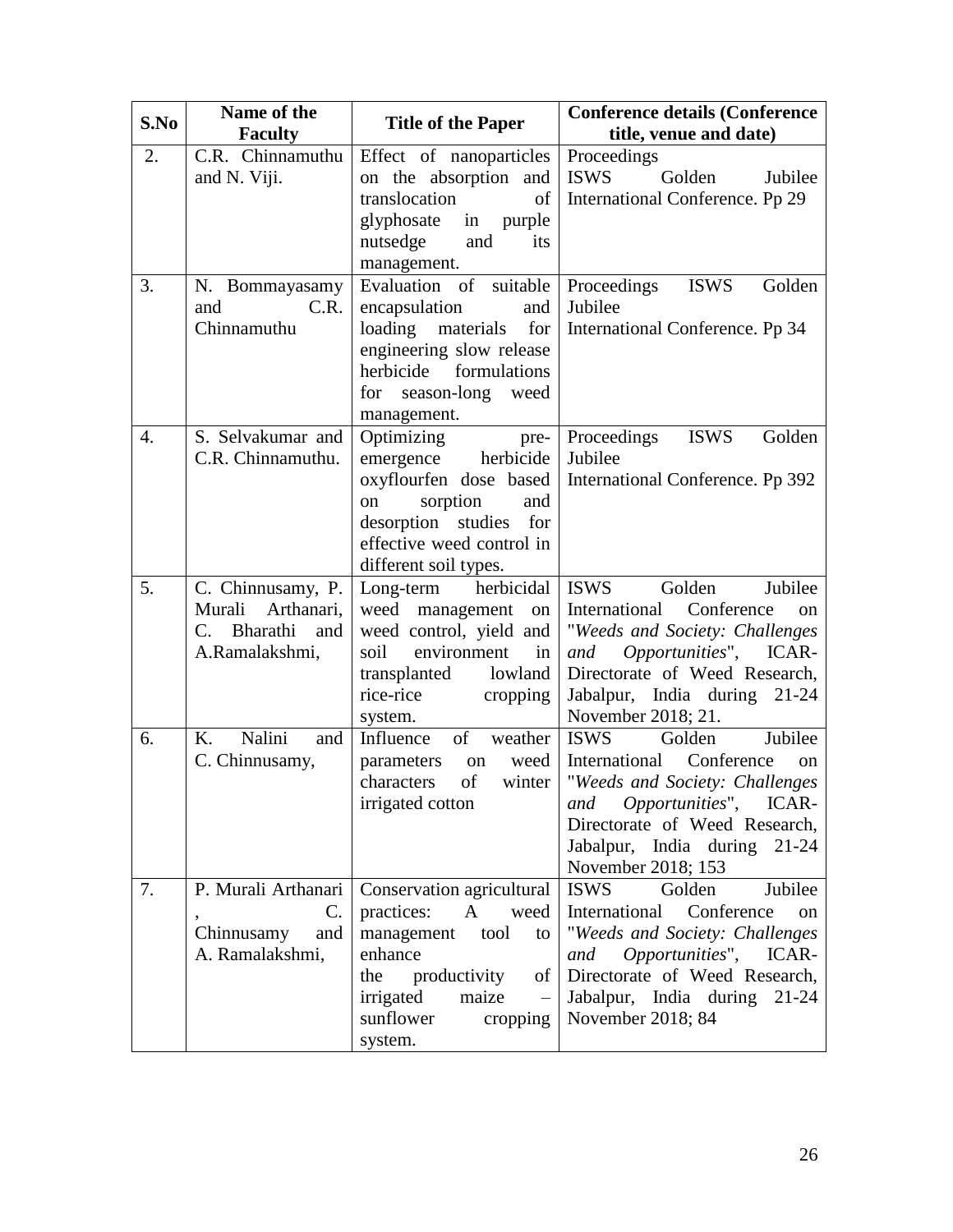| S.No | Name of the Faculty | Title of the Paper | Conference details (Conference title, venue and date) |
|---|---|---|---|
| 2. | C.R. Chinnamuthu and N. Viji. | Effect of nanoparticles on the absorption and translocation of glyphosate in purple nutsedge and its management. | Proceedings ISWS Golden Jubilee International Conference. Pp 29 |
| 3. | N. Bommayasamy and C.R. Chinnamuthu | Evaluation of suitable encapsulation and loading materials for engineering slow release herbicide formulations for season-long weed management. | Proceedings ISWS Golden Jubilee International Conference. Pp 34 |
| 4. | S. Selvakumar and C.R. Chinnamuthu. | Optimizing pre-emergence herbicide oxyflourfen dose based on sorption and desorption studies for effective weed control in different soil types. | Proceedings ISWS Golden Jubilee International Conference. Pp 392 |
| 5. | C. Chinnusamy, P. Murali Arthanari, C. Bharathi and A.Ramalakshmi, | Long-term herbicidal weed management on weed control, yield and soil environment in transplanted lowland rice-rice cropping system. | ISWS Golden Jubilee International Conference on "*Weeds and Society: Challenges and Opportunities*", ICAR-Directorate of Weed Research, Jabalpur, India during 21-24 November 2018; 21. |
| 6. | K. Nalini and C. Chinnusamy, | Influence of weather parameters on weed characters of winter irrigated cotton | ISWS Golden Jubilee International Conference on "*Weeds and Society: Challenges and Opportunities*", ICAR-Directorate of Weed Research, Jabalpur, India during 21-24 November 2018; 153 |
| 7. | P. Murali Arthanari, C. Chinnusamy and A. Ramalakshmi, | Conservation agricultural practices: A weed management tool to enhance the productivity of irrigated maize – sunflower cropping system. | ISWS Golden Jubilee International Conference on "*Weeds and Society: Challenges and Opportunities*", ICAR-Directorate of Weed Research, Jabalpur, India during 21-24 November 2018; 84 |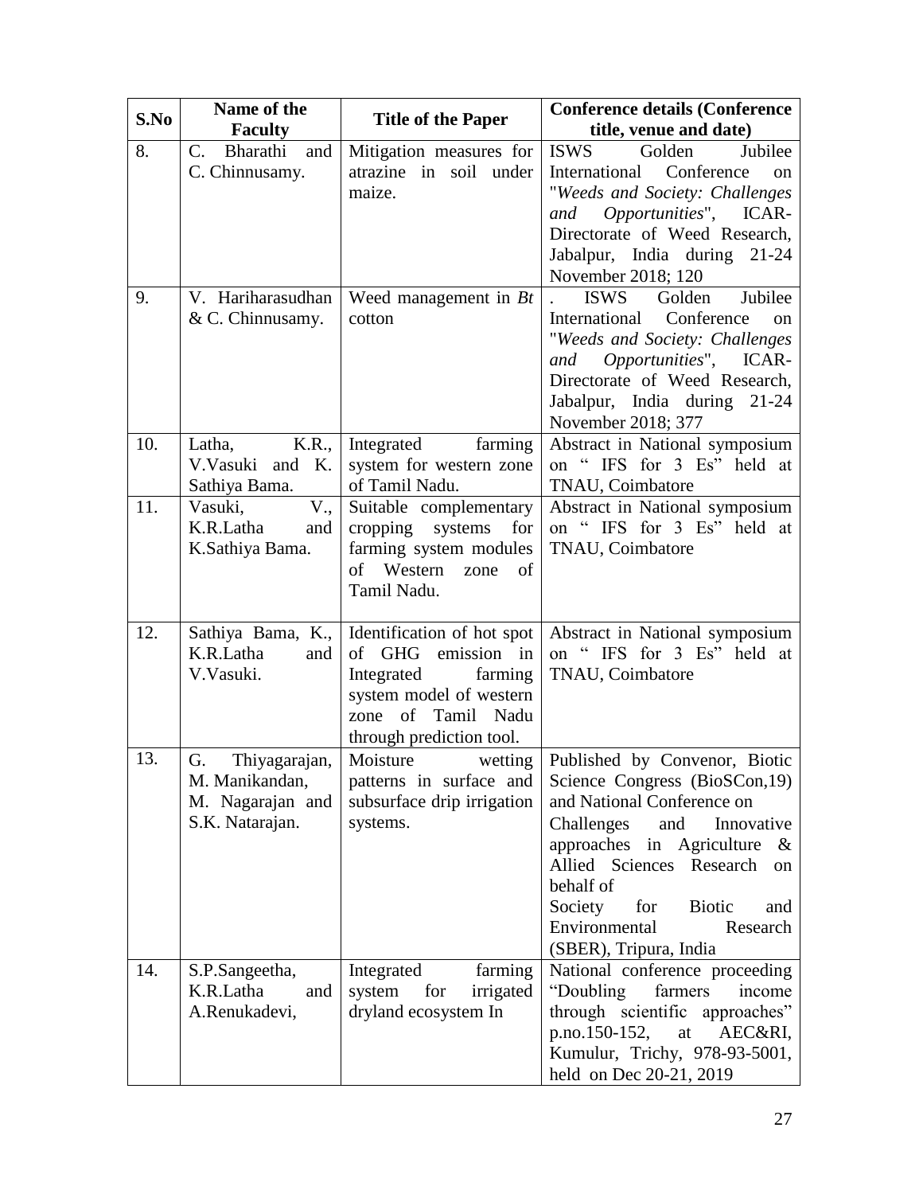| S.No | Name of the Faculty | Title of the Paper | Conference details (Conference title, venue and date) |
|---|---|---|---|
| 8. | C. Bharathi and C. Chinnusamy. | Mitigation measures for atrazine in soil under maize. | ISWS Golden Jubilee International Conference on "*Weeds and Society: Challenges and Opportunities*", ICAR-Directorate of Weed Research, Jabalpur, India during 21-24 November 2018; 120 |
| 9. | V. Hariharasudhan & C. Chinnusamy. | Weed management in *Bt* cotton | . ISWS Golden Jubilee International Conference on "*Weeds and Society: Challenges and Opportunities*", ICAR-Directorate of Weed Research, Jabalpur, India during 21-24 November 2018; 377 |
| 10. | Latha, K.R., V.Vasuki and K. Sathiya Bama. | Integrated farming system for western zone of Tamil Nadu. | Abstract in National symposium on " IFS for 3 Es" held at TNAU, Coimbatore |
| 11. | Vasuki, V., K.R.Latha and K.Sathiya Bama. | Suitable complementary cropping systems for farming system modules of Western zone of Tamil Nadu. | Abstract in National symposium on " IFS for 3 Es" held at TNAU, Coimbatore |
| 12. | Sathiya Bama, K., K.R.Latha and V.Vasuki. | Identification of hot spot of GHG emission in Integrated farming system model of western zone of Tamil Nadu through prediction tool. | Abstract in National symposium on " IFS for 3 Es" held at TNAU, Coimbatore |
| 13. | G. Thiyagarajan, M. Manikandan, M. Nagarajan and S.K. Natarajan. | Moisture wetting patterns in surface and subsurface drip irrigation systems. | Published by Convenor, Biotic Science Congress (BioSCon,19) and National Conference on Challenges and Innovative approaches in Agriculture & Allied Sciences Research on behalf of Society for Biotic and Environmental Research (SBER), Tripura, India |
| 14. | S.P.Sangeetha, K.R.Latha and A.Renukadevi, | Integrated farming system for irrigated dryland ecosystem In | National conference proceeding "Doubling farmers income through scientific approaches" p.no.150-152, at AEC&RI, Kumulur, Trichy, 978-93-5001, held on Dec 20-21, 2019 |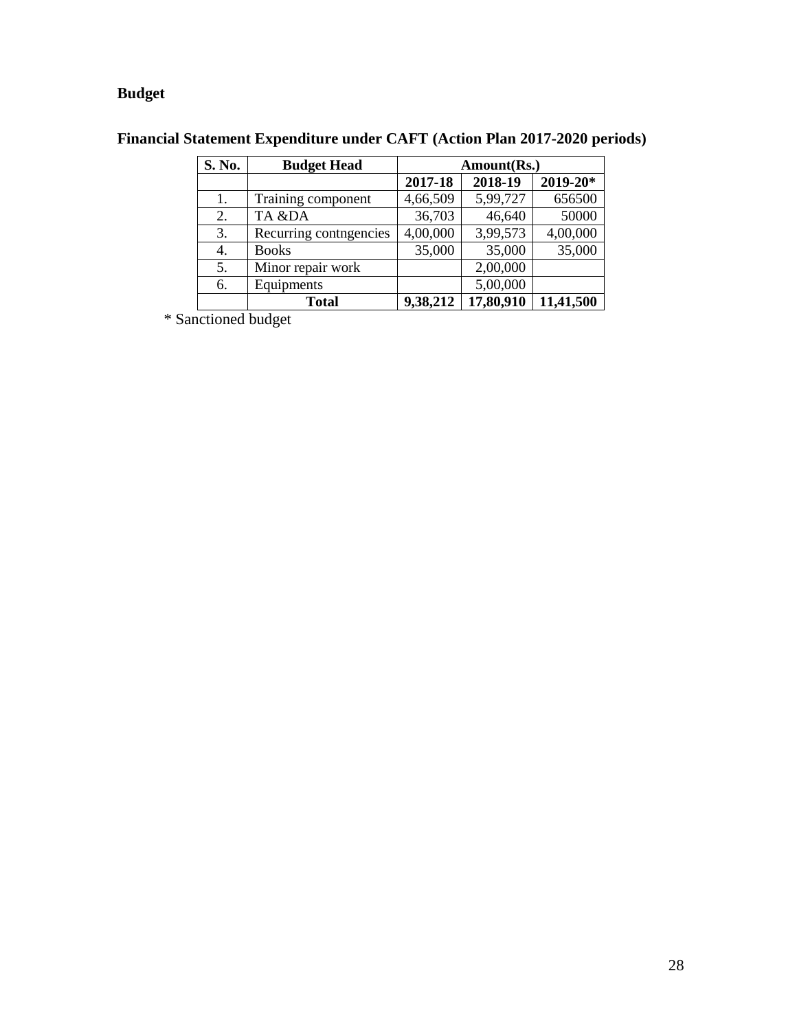**Budget**

**Financial Statement Expenditure under CAFT (Action Plan 2017-2020 periods)**

| S. No. | Budget Head | Amount(Rs.) | | |
|---|---|---|---|---|
| | | **2017-18** | **2018-19** | **2019-20*** |
| 1. | Training component | 4,66,509 | 5,99,727 | 656500 |
| 2. | TA &DA | 36,703 | 46,640 | 50000 |
| 3. | Recurring contngencies | 4,00,000 | 3,99,573 | 4,00,000 |
| 4. | Books | 35,000 | 35,000 | 35,000 |
| 5. | Minor repair work | | 2,00,000 | |
| 6. | Equipments | | 5,00,000 | |
| | **Total** | **9,38,212** | **17,80,910** | **11,41,500** |

* Sanctioned budget